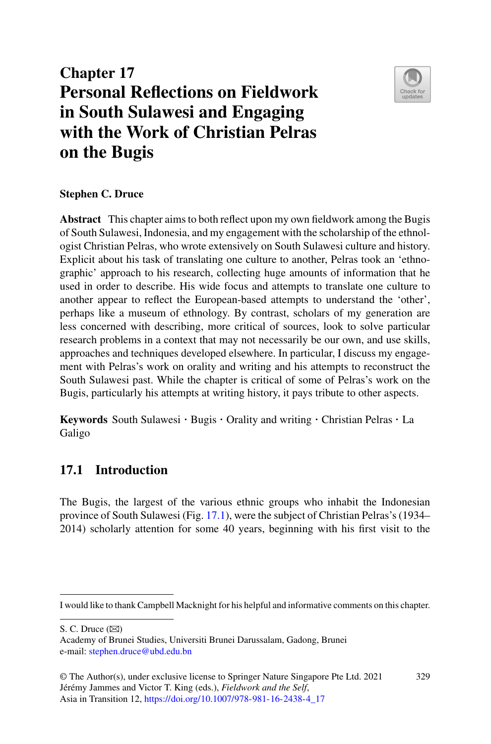# Chapter 17
# Personal Reflections on Fieldwork in South Sulawesi and Engaging with the Work of Christian Pelras on the Bugis

**Stephen C. Druce**

**Abstract** This chapter aims to both reflect upon my own fieldwork among the Bugis of South Sulawesi, Indonesia, and my engagement with the scholarship of the ethnologist Christian Pelras, who wrote extensively on South Sulawesi culture and history. Explicit about his task of translating one culture to another, Pelras took an 'ethnographic' approach to his research, collecting huge amounts of information that he used in order to describe. His wide focus and attempts to translate one culture to another appear to reflect the European-based attempts to understand the 'other', perhaps like a museum of ethnology. By contrast, scholars of my generation are less concerned with describing, more critical of sources, look to solve particular research problems in a context that may not necessarily be our own, and use skills, approaches and techniques developed elsewhere. In particular, I discuss my engagement with Pelras's work on orality and writing and his attempts to reconstruct the South Sulawesi past. While the chapter is critical of some of Pelras's work on the Bugis, particularly his attempts at writing history, it pays tribute to other aspects.

**Keywords** South Sulawesi · Bugis · Orality and writing · Christian Pelras · La Galigo

## 17.1 Introduction

The Bugis, the largest of the various ethnic groups who inhabit the Indonesian province of South Sulawesi (Fig. 17.1), were the subject of Christian Pelras's (1934–2014) scholarly attention for some 40 years, beginning with his first visit to the

---

I would like to thank Campbell Macknight for his helpful and informative comments on this chapter.

S. C. Druce (✉)
Academy of Brunei Studies, Universiti Brunei Darussalam, Gadong, Brunei
e-mail: stephen.druce@ubd.edu.bn

© The Author(s), under exclusive license to Springer Nature Singapore Pte Ltd. 2021
Jérémy Jammes and Victor T. King (eds.), *Fieldwork and the Self*,
Asia in Transition 12, https://doi.org/10.1007/978-981-16-2438-4_17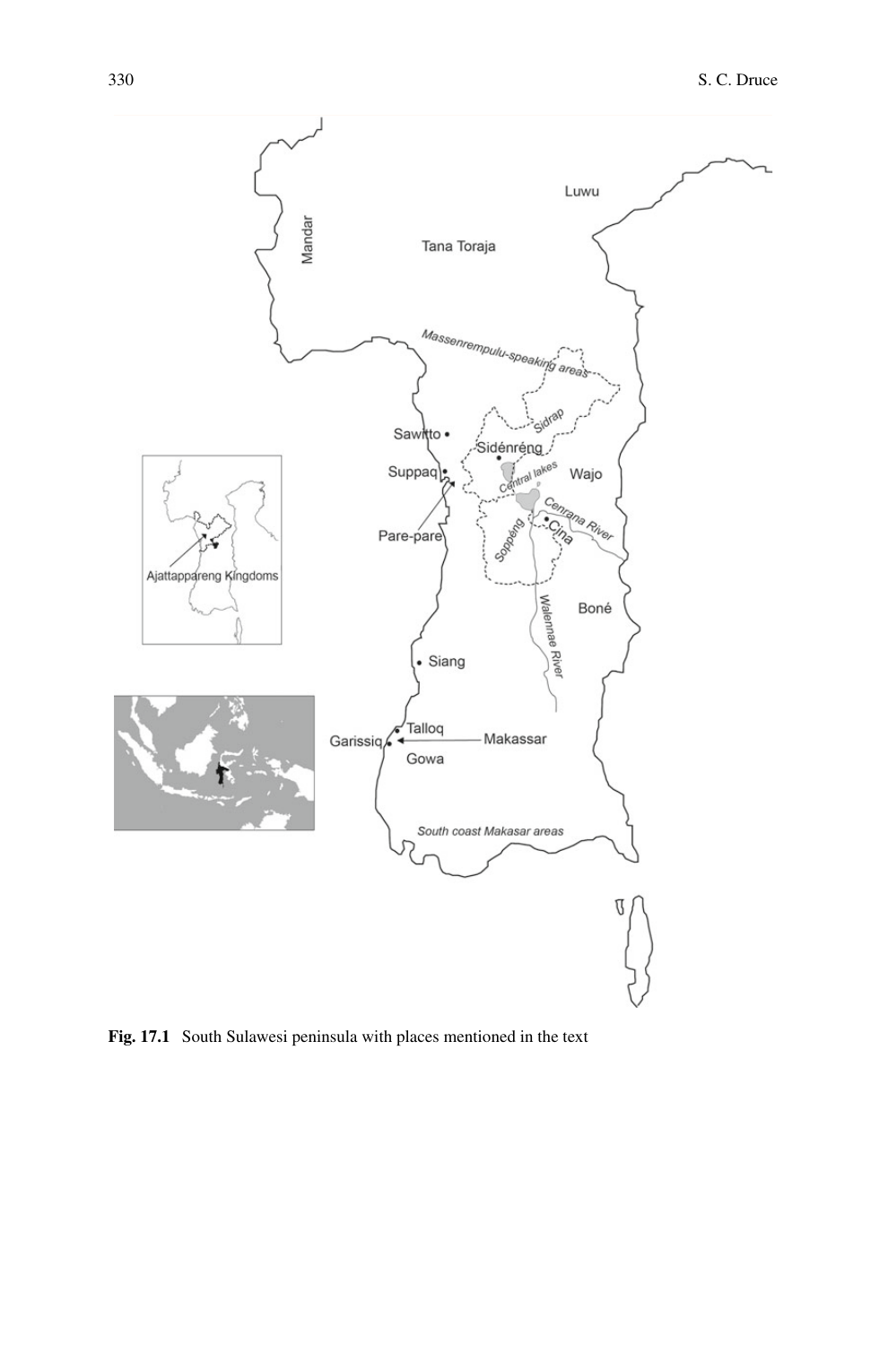**Fig. 17.1** South Sulawesi peninsula with places mentioned in the text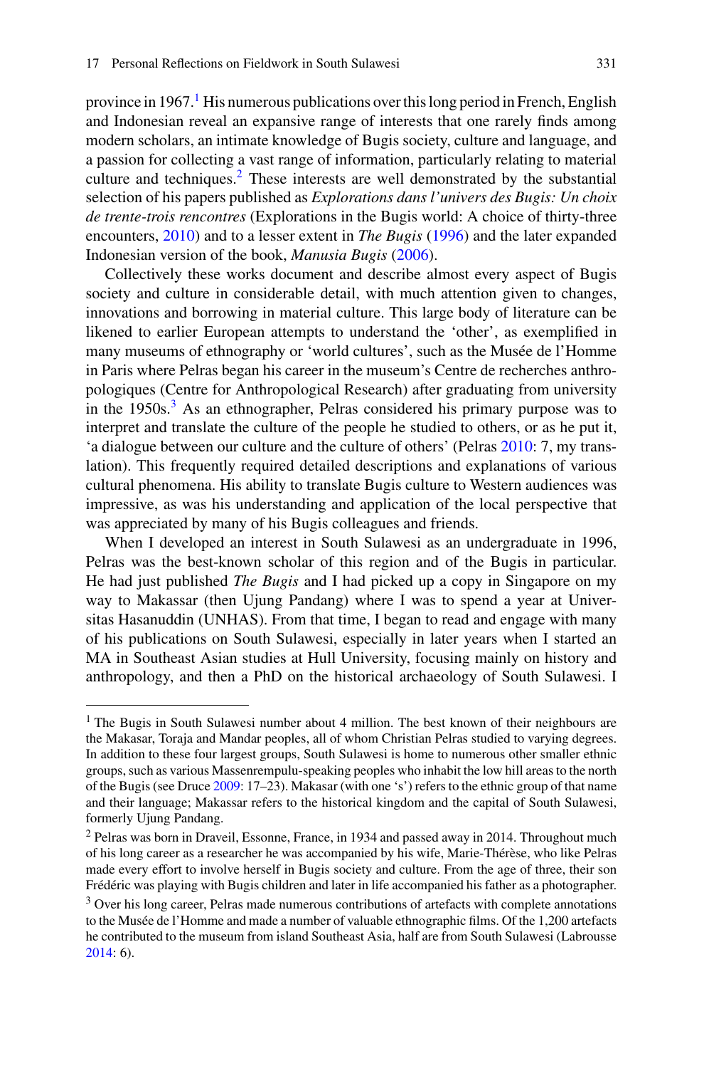province in 1967.[1] His numerous publications over this long period in French, English and Indonesian reveal an expansive range of interests that one rarely finds among modern scholars, an intimate knowledge of Bugis society, culture and language, and a passion for collecting a vast range of information, particularly relating to material culture and techniques.[2] These interests are well demonstrated by the substantial selection of his papers published as *Explorations dans l'univers des Bugis: Un choix de trente-trois rencontres* (Explorations in the Bugis world: A choice of thirty-three encounters, 2010) and to a lesser extent in *The Bugis* (1996) and the later expanded Indonesian version of the book, *Manusia Bugis* (2006).

Collectively these works document and describe almost every aspect of Bugis society and culture in considerable detail, with much attention given to changes, innovations and borrowing in material culture. This large body of literature can be likened to earlier European attempts to understand the 'other', as exemplified in many museums of ethnography or 'world cultures', such as the Musée de l'Homme in Paris where Pelras began his career in the museum's Centre de recherches anthropologiques (Centre for Anthropological Research) after graduating from university in the 1950s.[3] As an ethnographer, Pelras considered his primary purpose was to interpret and translate the culture of the people he studied to others, or as he put it, 'a dialogue between our culture and the culture of others' (Pelras 2010: 7, my translation). This frequently required detailed descriptions and explanations of various cultural phenomena. His ability to translate Bugis culture to Western audiences was impressive, as was his understanding and application of the local perspective that was appreciated by many of his Bugis colleagues and friends.

When I developed an interest in South Sulawesi as an undergraduate in 1996, Pelras was the best-known scholar of this region and of the Bugis in particular. He had just published *The Bugis* and I had picked up a copy in Singapore on my way to Makassar (then Ujung Pandang) where I was to spend a year at Universitas Hasanuddin (UNHAS). From that time, I began to read and engage with many of his publications on South Sulawesi, especially in later years when I started an MA in Southeast Asian studies at Hull University, focusing mainly on history and anthropology, and then a PhD on the historical archaeology of South Sulawesi. I

---

[1] The Bugis in South Sulawesi number about 4 million. The best known of their neighbours are the Makasar, Toraja and Mandar peoples, all of whom Christian Pelras studied to varying degrees. In addition to these four largest groups, South Sulawesi is home to numerous other smaller ethnic groups, such as various Massenrempulu-speaking peoples who inhabit the low hill areas to the north of the Bugis (see Druce 2009: 17–23). Makasar (with one 's') refers to the ethnic group of that name and their language; Makassar refers to the historical kingdom and the capital of South Sulawesi, formerly Ujung Pandang.

[2] Pelras was born in Draveil, Essonne, France, in 1934 and passed away in 2014. Throughout much of his long career as a researcher he was accompanied by his wife, Marie-Thérèse, who like Pelras made every effort to involve herself in Bugis society and culture. From the age of three, their son Frédéric was playing with Bugis children and later in life accompanied his father as a photographer.

[3] Over his long career, Pelras made numerous contributions of artefacts with complete annotations to the Musée de l'Homme and made a number of valuable ethnographic films. Of the 1,200 artefacts he contributed to the museum from island Southeast Asia, half are from South Sulawesi (Labrousse 2014: 6).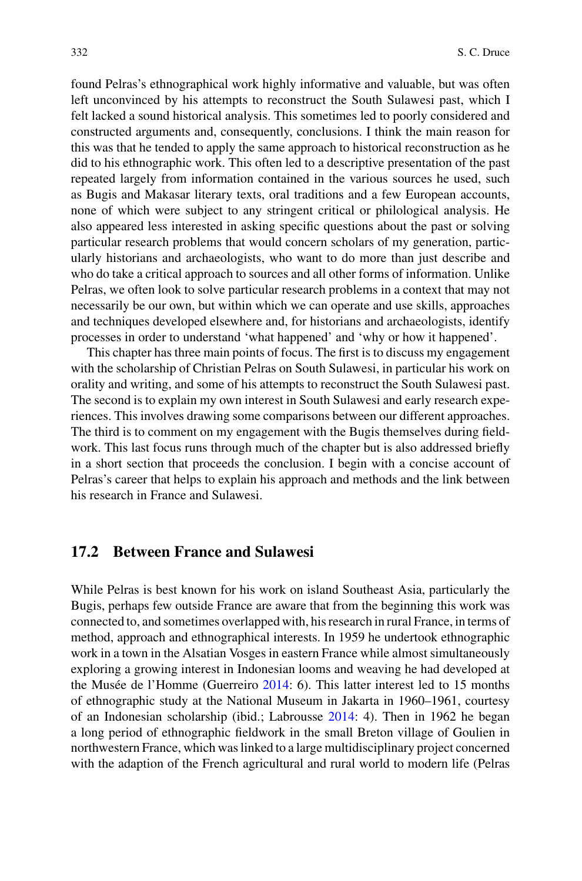found Pelras's ethnographical work highly informative and valuable, but was often left unconvinced by his attempts to reconstruct the South Sulawesi past, which I felt lacked a sound historical analysis. This sometimes led to poorly considered and constructed arguments and, consequently, conclusions. I think the main reason for this was that he tended to apply the same approach to historical reconstruction as he did to his ethnographic work. This often led to a descriptive presentation of the past repeated largely from information contained in the various sources he used, such as Bugis and Makasar literary texts, oral traditions and a few European accounts, none of which were subject to any stringent critical or philological analysis. He also appeared less interested in asking specific questions about the past or solving particular research problems that would concern scholars of my generation, particularly historians and archaeologists, who want to do more than just describe and who do take a critical approach to sources and all other forms of information. Unlike Pelras, we often look to solve particular research problems in a context that may not necessarily be our own, but within which we can operate and use skills, approaches and techniques developed elsewhere and, for historians and archaeologists, identify processes in order to understand 'what happened' and 'why or how it happened'.

This chapter has three main points of focus. The first is to discuss my engagement with the scholarship of Christian Pelras on South Sulawesi, in particular his work on orality and writing, and some of his attempts to reconstruct the South Sulawesi past. The second is to explain my own interest in South Sulawesi and early research experiences. This involves drawing some comparisons between our different approaches. The third is to comment on my engagement with the Bugis themselves during fieldwork. This last focus runs through much of the chapter but is also addressed briefly in a short section that proceeds the conclusion. I begin with a concise account of Pelras's career that helps to explain his approach and methods and the link between his research in France and Sulawesi.

## 17.2 Between France and Sulawesi

While Pelras is best known for his work on island Southeast Asia, particularly the Bugis, perhaps few outside France are aware that from the beginning this work was connected to, and sometimes overlapped with, his research in rural France, in terms of method, approach and ethnographical interests. In 1959 he undertook ethnographic work in a town in the Alsatian Vosges in eastern France while almost simultaneously exploring a growing interest in Indonesian looms and weaving he had developed at the Musée de l'Homme (Guerreiro 2014: 6). This latter interest led to 15 months of ethnographic study at the National Museum in Jakarta in 1960–1961, courtesy of an Indonesian scholarship (ibid.; Labrousse 2014: 4). Then in 1962 he began a long period of ethnographic fieldwork in the small Breton village of Goulien in northwestern France, which was linked to a large multidisciplinary project concerned with the adaption of the French agricultural and rural world to modern life (Pelras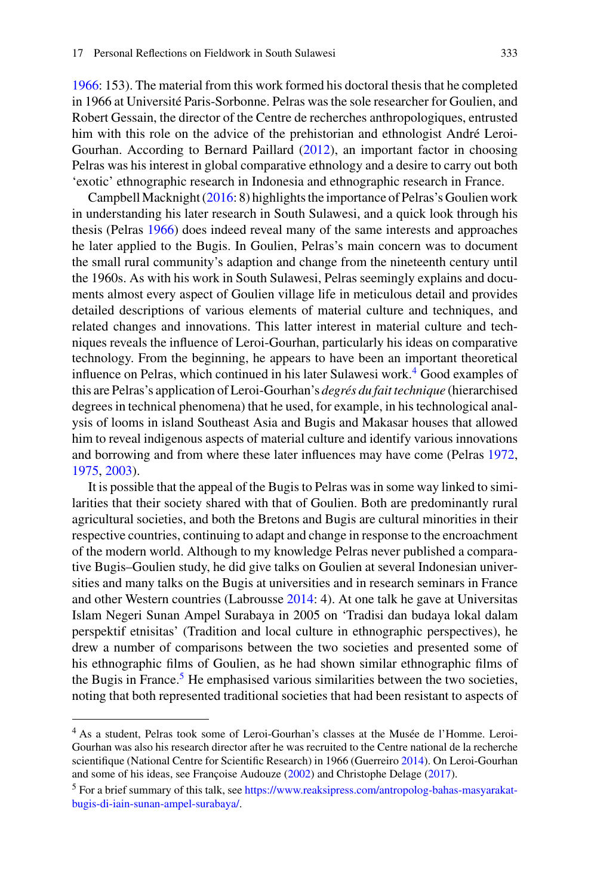1966: 153). The material from this work formed his doctoral thesis that he completed in 1966 at Université Paris-Sorbonne. Pelras was the sole researcher for Goulien, and Robert Gessain, the director of the Centre de recherches anthropologiques, entrusted him with this role on the advice of the prehistorian and ethnologist André Leroi-Gourhan. According to Bernard Paillard (2012), an important factor in choosing Pelras was his interest in global comparative ethnology and a desire to carry out both 'exotic' ethnographic research in Indonesia and ethnographic research in France.

Campbell Macknight (2016: 8) highlights the importance of Pelras's Goulien work in understanding his later research in South Sulawesi, and a quick look through his thesis (Pelras 1966) does indeed reveal many of the same interests and approaches he later applied to the Bugis. In Goulien, Pelras's main concern was to document the small rural community's adaption and change from the nineteenth century until the 1960s. As with his work in South Sulawesi, Pelras seemingly explains and documents almost every aspect of Goulien village life in meticulous detail and provides detailed descriptions of various elements of material culture and techniques, and related changes and innovations. This latter interest in material culture and techniques reveals the influence of Leroi-Gourhan, particularly his ideas on comparative technology. From the beginning, he appears to have been an important theoretical influence on Pelras, which continued in his later Sulawesi work.[4] Good examples of this are Pelras's application of Leroi-Gourhan's *degrés du fait technique* (hierarchised degrees in technical phenomena) that he used, for example, in his technological analysis of looms in island Southeast Asia and Bugis and Makasar houses that allowed him to reveal indigenous aspects of material culture and identify various innovations and borrowing and from where these later influences may have come (Pelras 1972, 1975, 2003).

It is possible that the appeal of the Bugis to Pelras was in some way linked to similarities that their society shared with that of Goulien. Both are predominantly rural agricultural societies, and both the Bretons and Bugis are cultural minorities in their respective countries, continuing to adapt and change in response to the encroachment of the modern world. Although to my knowledge Pelras never published a comparative Bugis–Goulien study, he did give talks on Goulien at several Indonesian universities and many talks on the Bugis at universities and in research seminars in France and other Western countries (Labrousse 2014: 4). At one talk he gave at Universitas Islam Negeri Sunan Ampel Surabaya in 2005 on 'Tradisi dan budaya lokal dalam perspektif etnisitas' (Tradition and local culture in ethnographic perspectives), he drew a number of comparisons between the two societies and presented some of his ethnographic films of Goulien, as he had shown similar ethnographic films of the Bugis in France.[5] He emphasised various similarities between the two societies, noting that both represented traditional societies that had been resistant to aspects of

---

[4] As a student, Pelras took some of Leroi-Gourhan's classes at the Musée de l'Homme. Leroi-Gourhan was also his research director after he was recruited to the Centre national de la recherche scientifique (National Centre for Scientific Research) in 1966 (Guerreiro 2014). On Leroi-Gourhan and some of his ideas, see Françoise Audouze (2002) and Christophe Delage (2017).

[5] For a brief summary of this talk, see https://www.reaksipress.com/antropolog-bahas-masyarakat-bugis-di-iain-sunan-ampel-surabaya/.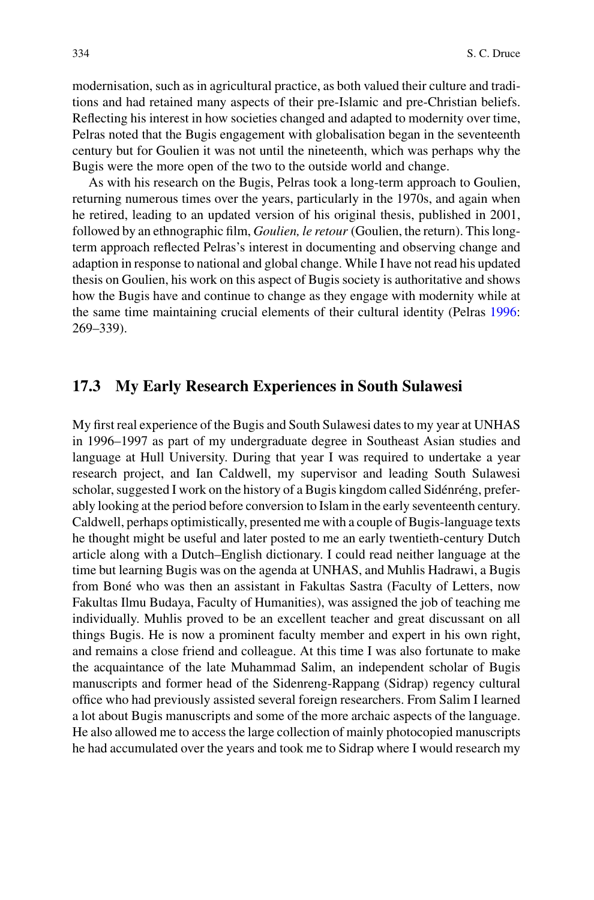modernisation, such as in agricultural practice, as both valued their culture and traditions and had retained many aspects of their pre-Islamic and pre-Christian beliefs. Reflecting his interest in how societies changed and adapted to modernity over time, Pelras noted that the Bugis engagement with globalisation began in the seventeenth century but for Goulien it was not until the nineteenth, which was perhaps why the Bugis were the more open of the two to the outside world and change.

As with his research on the Bugis, Pelras took a long-term approach to Goulien, returning numerous times over the years, particularly in the 1970s, and again when he retired, leading to an updated version of his original thesis, published in 2001, followed by an ethnographic film, *Goulien, le retour* (Goulien, the return). This long-term approach reflected Pelras's interest in documenting and observing change and adaption in response to national and global change. While I have not read his updated thesis on Goulien, his work on this aspect of Bugis society is authoritative and shows how the Bugis have and continue to change as they engage with modernity while at the same time maintaining crucial elements of their cultural identity (Pelras 1996: 269–339).

## 17.3 My Early Research Experiences in South Sulawesi

My first real experience of the Bugis and South Sulawesi dates to my year at UNHAS in 1996–1997 as part of my undergraduate degree in Southeast Asian studies and language at Hull University. During that year I was required to undertake a year research project, and Ian Caldwell, my supervisor and leading South Sulawesi scholar, suggested I work on the history of a Bugis kingdom called Sidénréng, preferably looking at the period before conversion to Islam in the early seventeenth century. Caldwell, perhaps optimistically, presented me with a couple of Bugis-language texts he thought might be useful and later posted to me an early twentieth-century Dutch article along with a Dutch–English dictionary. I could read neither language at the time but learning Bugis was on the agenda at UNHAS, and Muhlis Hadrawi, a Bugis from Boné who was then an assistant in Fakultas Sastra (Faculty of Letters, now Fakultas Ilmu Budaya, Faculty of Humanities), was assigned the job of teaching me individually. Muhlis proved to be an excellent teacher and great discussant on all things Bugis. He is now a prominent faculty member and expert in his own right, and remains a close friend and colleague. At this time I was also fortunate to make the acquaintance of the late Muhammad Salim, an independent scholar of Bugis manuscripts and former head of the Sidenreng-Rappang (Sidrap) regency cultural office who had previously assisted several foreign researchers. From Salim I learned a lot about Bugis manuscripts and some of the more archaic aspects of the language. He also allowed me to access the large collection of mainly photocopied manuscripts he had accumulated over the years and took me to Sidrap where I would research my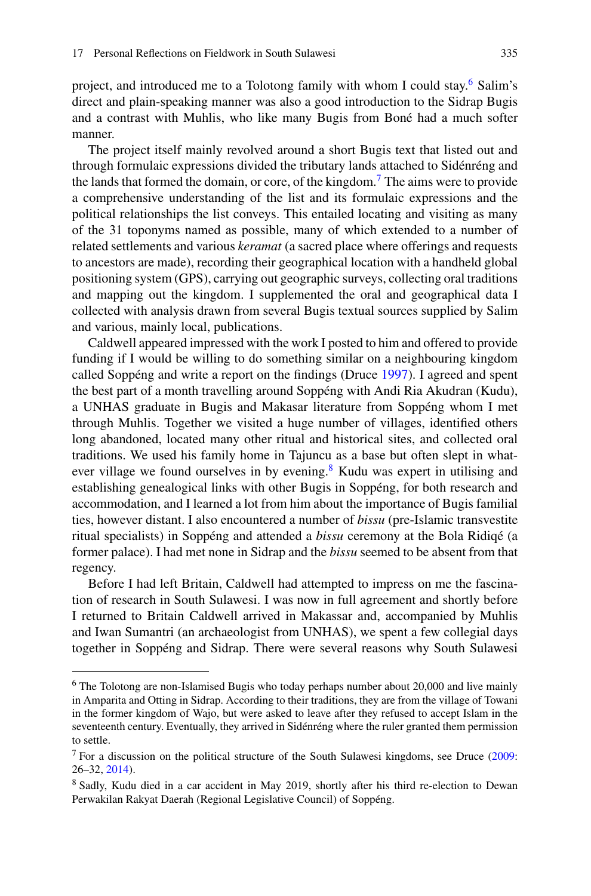project, and introduced me to a Tolotong family with whom I could stay.[6] Salim's direct and plain-speaking manner was also a good introduction to the Sidrap Bugis and a contrast with Muhlis, who like many Bugis from Boné had a much softer manner.

The project itself mainly revolved around a short Bugis text that listed out and through formulaic expressions divided the tributary lands attached to Sidénréng and the lands that formed the domain, or core, of the kingdom.[7] The aims were to provide a comprehensive understanding of the list and its formulaic expressions and the political relationships the list conveys. This entailed locating and visiting as many of the 31 toponyms named as possible, many of which extended to a number of related settlements and various *keramat* (a sacred place where offerings and requests to ancestors are made), recording their geographical location with a handheld global positioning system (GPS), carrying out geographic surveys, collecting oral traditions and mapping out the kingdom. I supplemented the oral and geographical data I collected with analysis drawn from several Bugis textual sources supplied by Salim and various, mainly local, publications.

Caldwell appeared impressed with the work I posted to him and offered to provide funding if I would be willing to do something similar on a neighbouring kingdom called Soppéng and write a report on the findings (Druce 1997). I agreed and spent the best part of a month travelling around Soppéng with Andi Ria Akudran (Kudu), a UNHAS graduate in Bugis and Makasar literature from Soppéng whom I met through Muhlis. Together we visited a huge number of villages, identified others long abandoned, located many other ritual and historical sites, and collected oral traditions. We used his family home in Tajuncu as a base but often slept in whatever village we found ourselves in by evening.[8] Kudu was expert in utilising and establishing genealogical links with other Bugis in Soppéng, for both research and accommodation, and I learned a lot from him about the importance of Bugis familial ties, however distant. I also encountered a number of *bissu* (pre-Islamic transvestite ritual specialists) in Soppéng and attended a *bissu* ceremony at the Bola Ridiqé (a former palace). I had met none in Sidrap and the *bissu* seemed to be absent from that regency.

Before I had left Britain, Caldwell had attempted to impress on me the fascination of research in South Sulawesi. I was now in full agreement and shortly before I returned to Britain Caldwell arrived in Makassar and, accompanied by Muhlis and Iwan Sumantri (an archaeologist from UNHAS), we spent a few collegial days together in Soppéng and Sidrap. There were several reasons why South Sulawesi

---

[6] The Tolotong are non-Islamised Bugis who today perhaps number about 20,000 and live mainly in Amparita and Otting in Sidrap. According to their traditions, they are from the village of Towani in the former kingdom of Wajo, but were asked to leave after they refused to accept Islam in the seventeenth century. Eventually, they arrived in Sidénréng where the ruler granted them permission to settle.

[7] For a discussion on the political structure of the South Sulawesi kingdoms, see Druce (2009: 26–32, 2014).

[8] Sadly, Kudu died in a car accident in May 2019, shortly after his third re-election to Dewan Perwakilan Rakyat Daerah (Regional Legislative Council) of Soppéng.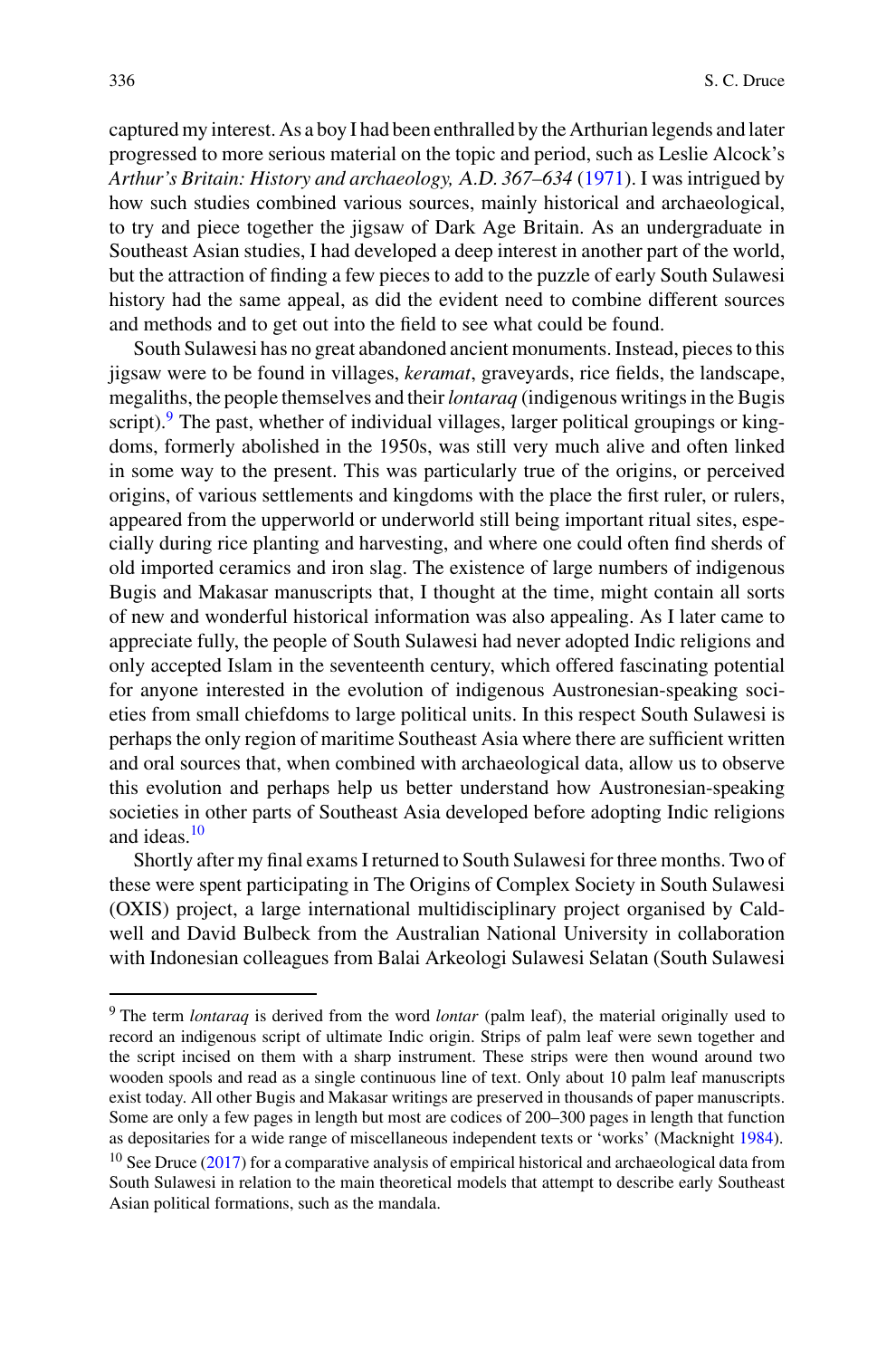captured my interest. As a boy I had been enthralled by the Arthurian legends and later progressed to more serious material on the topic and period, such as Leslie Alcock's *Arthur's Britain: History and archaeology, A.D. 367–634* (1971). I was intrigued by how such studies combined various sources, mainly historical and archaeological, to try and piece together the jigsaw of Dark Age Britain. As an undergraduate in Southeast Asian studies, I had developed a deep interest in another part of the world, but the attraction of finding a few pieces to add to the puzzle of early South Sulawesi history had the same appeal, as did the evident need to combine different sources and methods and to get out into the field to see what could be found.

South Sulawesi has no great abandoned ancient monuments. Instead, pieces to this jigsaw were to be found in villages, *keramat*, graveyards, rice fields, the landscape, megaliths, the people themselves and their *lontaraq* (indigenous writings in the Bugis script).[9] The past, whether of individual villages, larger political groupings or kingdoms, formerly abolished in the 1950s, was still very much alive and often linked in some way to the present. This was particularly true of the origins, or perceived origins, of various settlements and kingdoms with the place the first ruler, or rulers, appeared from the upperworld or underworld still being important ritual sites, especially during rice planting and harvesting, and where one could often find sherds of old imported ceramics and iron slag. The existence of large numbers of indigenous Bugis and Makasar manuscripts that, I thought at the time, might contain all sorts of new and wonderful historical information was also appealing. As I later came to appreciate fully, the people of South Sulawesi had never adopted Indic religions and only accepted Islam in the seventeenth century, which offered fascinating potential for anyone interested in the evolution of indigenous Austronesian-speaking societies from small chiefdoms to large political units. In this respect South Sulawesi is perhaps the only region of maritime Southeast Asia where there are sufficient written and oral sources that, when combined with archaeological data, allow us to observe this evolution and perhaps help us better understand how Austronesian-speaking societies in other parts of Southeast Asia developed before adopting Indic religions and ideas.[10]

Shortly after my final exams I returned to South Sulawesi for three months. Two of these were spent participating in The Origins of Complex Society in South Sulawesi (OXIS) project, a large international multidisciplinary project organised by Caldwell and David Bulbeck from the Australian National University in collaboration with Indonesian colleagues from Balai Arkeologi Sulawesi Selatan (South Sulawesi

---

[9] The term *lontaraq* is derived from the word *lontar* (palm leaf), the material originally used to record an indigenous script of ultimate Indic origin. Strips of palm leaf were sewn together and the script incised on them with a sharp instrument. These strips were then wound around two wooden spools and read as a single continuous line of text. Only about 10 palm leaf manuscripts exist today. All other Bugis and Makasar writings are preserved in thousands of paper manuscripts. Some are only a few pages in length but most are codices of 200–300 pages in length that function as depositaries for a wide range of miscellaneous independent texts or 'works' (Macknight 1984).

[10] See Druce (2017) for a comparative analysis of empirical historical and archaeological data from South Sulawesi in relation to the main theoretical models that attempt to describe early Southeast Asian political formations, such as the mandala.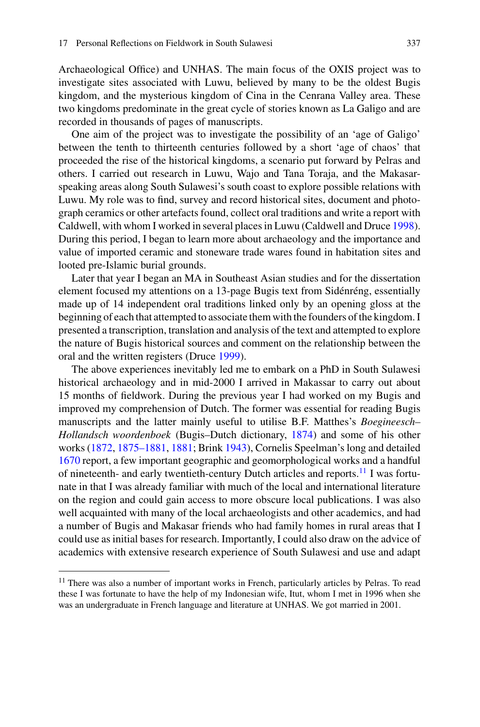Archaeological Office) and UNHAS. The main focus of the OXIS project was to investigate sites associated with Luwu, believed by many to be the oldest Bugis kingdom, and the mysterious kingdom of Cina in the Cenrana Valley area. These two kingdoms predominate in the great cycle of stories known as La Galigo and are recorded in thousands of pages of manuscripts.

One aim of the project was to investigate the possibility of an 'age of Galigo' between the tenth to thirteenth centuries followed by a short 'age of chaos' that proceeded the rise of the historical kingdoms, a scenario put forward by Pelras and others. I carried out research in Luwu, Wajo and Tana Toraja, and the Makasar-speaking areas along South Sulawesi's south coast to explore possible relations with Luwu. My role was to find, survey and record historical sites, document and photograph ceramics or other artefacts found, collect oral traditions and write a report with Caldwell, with whom I worked in several places in Luwu (Caldwell and Druce 1998). During this period, I began to learn more about archaeology and the importance and value of imported ceramic and stoneware trade wares found in habitation sites and looted pre-Islamic burial grounds.

Later that year I began an MA in Southeast Asian studies and for the dissertation element focused my attentions on a 13-page Bugis text from Sidénréng, essentially made up of 14 independent oral traditions linked only by an opening gloss at the beginning of each that attempted to associate them with the founders of the kingdom. I presented a transcription, translation and analysis of the text and attempted to explore the nature of Bugis historical sources and comment on the relationship between the oral and the written registers (Druce 1999).

The above experiences inevitably led me to embark on a PhD in South Sulawesi historical archaeology and in mid-2000 I arrived in Makassar to carry out about 15 months of fieldwork. During the previous year I had worked on my Bugis and improved my comprehension of Dutch. The former was essential for reading Bugis manuscripts and the latter mainly useful to utilise B.F. Matthes's *Boegineesch–Hollandsch woordenboek* (Bugis–Dutch dictionary, 1874) and some of his other works (1872, 1875–1881, 1881; Brink 1943), Cornelis Speelman's long and detailed 1670 report, a few important geographic and geomorphological works and a handful of nineteenth- and early twentieth-century Dutch articles and reports.[11] I was fortunate in that I was already familiar with much of the local and international literature on the region and could gain access to more obscure local publications. I was also well acquainted with many of the local archaeologists and other academics, and had a number of Bugis and Makasar friends who had family homes in rural areas that I could use as initial bases for research. Importantly, I could also draw on the advice of academics with extensive research experience of South Sulawesi and use and adapt

[11] There was also a number of important works in French, particularly articles by Pelras. To read these I was fortunate to have the help of my Indonesian wife, Itut, whom I met in 1996 when she was an undergraduate in French language and literature at UNHAS. We got married in 2001.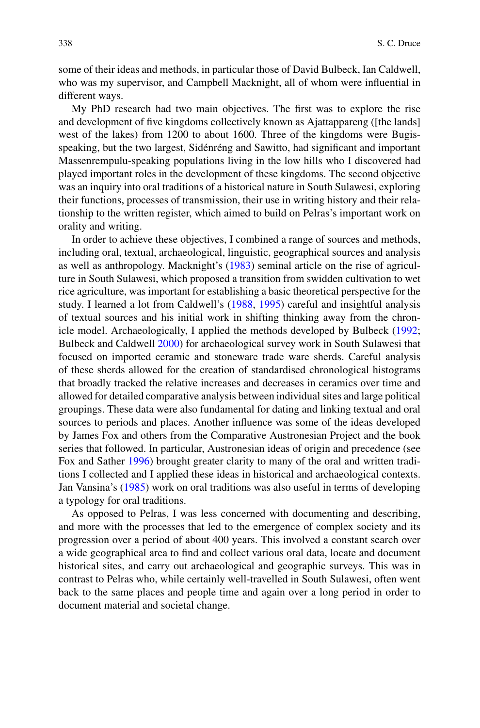some of their ideas and methods, in particular those of David Bulbeck, Ian Caldwell, who was my supervisor, and Campbell Macknight, all of whom were influential in different ways.

My PhD research had two main objectives. The first was to explore the rise and development of five kingdoms collectively known as Ajattappareng ([the lands] west of the lakes) from 1200 to about 1600. Three of the kingdoms were Bugis-speaking, but the two largest, Sidénréng and Sawitto, had significant and important Massenrempulu-speaking populations living in the low hills who I discovered had played important roles in the development of these kingdoms. The second objective was an inquiry into oral traditions of a historical nature in South Sulawesi, exploring their functions, processes of transmission, their use in writing history and their relationship to the written register, which aimed to build on Pelras's important work on orality and writing.

In order to achieve these objectives, I combined a range of sources and methods, including oral, textual, archaeological, linguistic, geographical sources and analysis as well as anthropology. Macknight's (1983) seminal article on the rise of agriculture in South Sulawesi, which proposed a transition from swidden cultivation to wet rice agriculture, was important for establishing a basic theoretical perspective for the study. I learned a lot from Caldwell's (1988, 1995) careful and insightful analysis of textual sources and his initial work in shifting thinking away from the chronicle model. Archaeologically, I applied the methods developed by Bulbeck (1992; Bulbeck and Caldwell 2000) for archaeological survey work in South Sulawesi that focused on imported ceramic and stoneware trade ware sherds. Careful analysis of these sherds allowed for the creation of standardised chronological histograms that broadly tracked the relative increases and decreases in ceramics over time and allowed for detailed comparative analysis between individual sites and large political groupings. These data were also fundamental for dating and linking textual and oral sources to periods and places. Another influence was some of the ideas developed by James Fox and others from the Comparative Austronesian Project and the book series that followed. In particular, Austronesian ideas of origin and precedence (see Fox and Sather 1996) brought greater clarity to many of the oral and written traditions I collected and I applied these ideas in historical and archaeological contexts. Jan Vansina's (1985) work on oral traditions was also useful in terms of developing a typology for oral traditions.

As opposed to Pelras, I was less concerned with documenting and describing, and more with the processes that led to the emergence of complex society and its progression over a period of about 400 years. This involved a constant search over a wide geographical area to find and collect various oral data, locate and document historical sites, and carry out archaeological and geographic surveys. This was in contrast to Pelras who, while certainly well-travelled in South Sulawesi, often went back to the same places and people time and again over a long period in order to document material and societal change.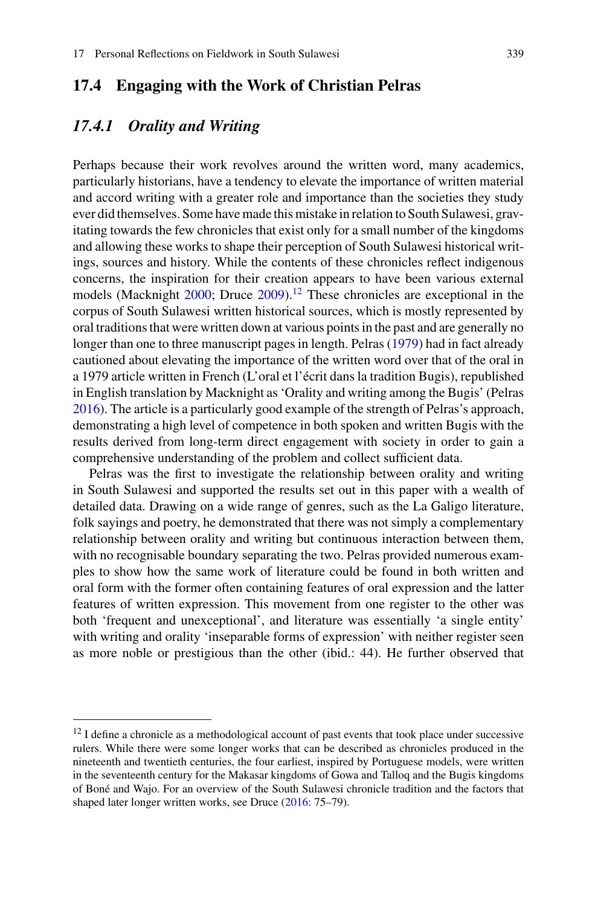## 17.4 Engaging with the Work of Christian Pelras

### *17.4.1 Orality and Writing*

Perhaps because their work revolves around the written word, many academics, particularly historians, have a tendency to elevate the importance of written material and accord writing with a greater role and importance than the societies they study ever did themselves. Some have made this mistake in relation to South Sulawesi, gravitating towards the few chronicles that exist only for a small number of the kingdoms and allowing these works to shape their perception of South Sulawesi historical writings, sources and history. While the contents of these chronicles reflect indigenous concerns, the inspiration for their creation appears to have been various external models (Macknight 2000; Druce 2009).[12] These chronicles are exceptional in the corpus of South Sulawesi written historical sources, which is mostly represented by oral traditions that were written down at various points in the past and are generally no longer than one to three manuscript pages in length. Pelras (1979) had in fact already cautioned about elevating the importance of the written word over that of the oral in a 1979 article written in French (L'oral et l'écrit dans la tradition Bugis), republished in English translation by Macknight as 'Orality and writing among the Bugis' (Pelras 2016). The article is a particularly good example of the strength of Pelras's approach, demonstrating a high level of competence in both spoken and written Bugis with the results derived from long-term direct engagement with society in order to gain a comprehensive understanding of the problem and collect sufficient data.

Pelras was the first to investigate the relationship between orality and writing in South Sulawesi and supported the results set out in this paper with a wealth of detailed data. Drawing on a wide range of genres, such as the La Galigo literature, folk sayings and poetry, he demonstrated that there was not simply a complementary relationship between orality and writing but continuous interaction between them, with no recognisable boundary separating the two. Pelras provided numerous examples to show how the same work of literature could be found in both written and oral form with the former often containing features of oral expression and the latter features of written expression. This movement from one register to the other was both 'frequent and unexceptional', and literature was essentially 'a single entity' with writing and orality 'inseparable forms of expression' with neither register seen as more noble or prestigious than the other (ibid.: 44). He further observed that

---

[12] I define a chronicle as a methodological account of past events that took place under successive rulers. While there were some longer works that can be described as chronicles produced in the nineteenth and twentieth centuries, the four earliest, inspired by Portuguese models, were written in the seventeenth century for the Makasar kingdoms of Gowa and Talloq and the Bugis kingdoms of Boné and Wajo. For an overview of the South Sulawesi chronicle tradition and the factors that shaped later longer written works, see Druce (2016: 75–79).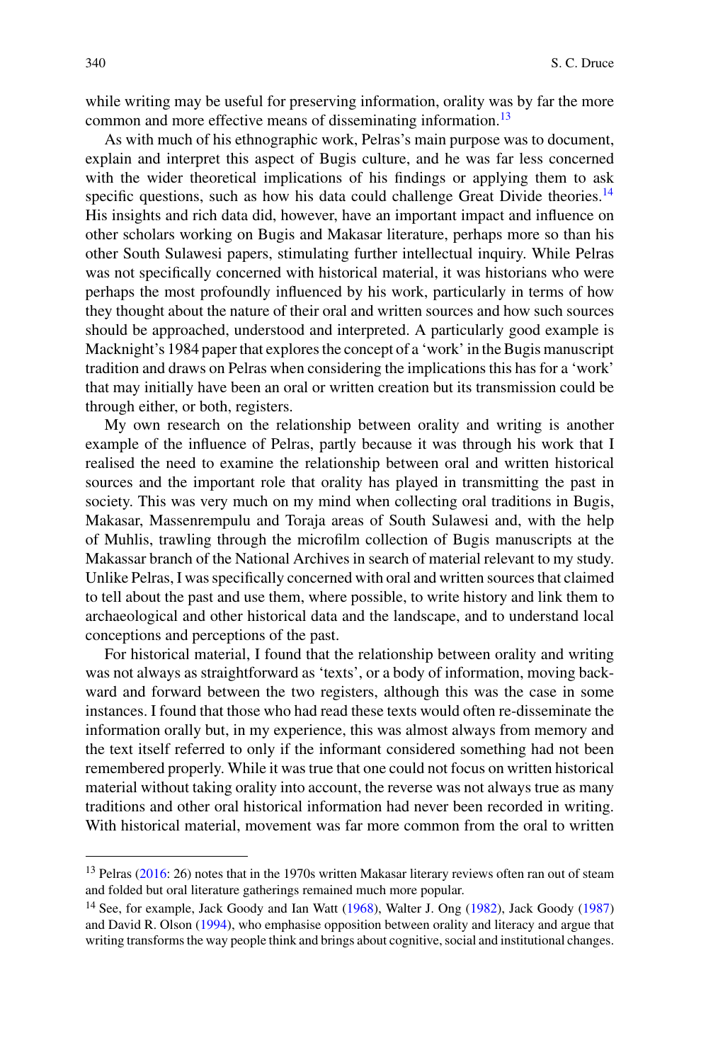while writing may be useful for preserving information, orality was by far the more common and more effective means of disseminating information.[13]

As with much of his ethnographic work, Pelras's main purpose was to document, explain and interpret this aspect of Bugis culture, and he was far less concerned with the wider theoretical implications of his findings or applying them to ask specific questions, such as how his data could challenge Great Divide theories.[14] His insights and rich data did, however, have an important impact and influence on other scholars working on Bugis and Makasar literature, perhaps more so than his other South Sulawesi papers, stimulating further intellectual inquiry. While Pelras was not specifically concerned with historical material, it was historians who were perhaps the most profoundly influenced by his work, particularly in terms of how they thought about the nature of their oral and written sources and how such sources should be approached, understood and interpreted. A particularly good example is Macknight's 1984 paper that explores the concept of a 'work' in the Bugis manuscript tradition and draws on Pelras when considering the implications this has for a 'work' that may initially have been an oral or written creation but its transmission could be through either, or both, registers.

My own research on the relationship between orality and writing is another example of the influence of Pelras, partly because it was through his work that I realised the need to examine the relationship between oral and written historical sources and the important role that orality has played in transmitting the past in society. This was very much on my mind when collecting oral traditions in Bugis, Makasar, Massenrempulu and Toraja areas of South Sulawesi and, with the help of Muhlis, trawling through the microfilm collection of Bugis manuscripts at the Makassar branch of the National Archives in search of material relevant to my study. Unlike Pelras, I was specifically concerned with oral and written sources that claimed to tell about the past and use them, where possible, to write history and link them to archaeological and other historical data and the landscape, and to understand local conceptions and perceptions of the past.

For historical material, I found that the relationship between orality and writing was not always as straightforward as 'texts', or a body of information, moving backward and forward between the two registers, although this was the case in some instances. I found that those who had read these texts would often re-disseminate the information orally but, in my experience, this was almost always from memory and the text itself referred to only if the informant considered something had not been remembered properly. While it was true that one could not focus on written historical material without taking orality into account, the reverse was not always true as many traditions and other oral historical information had never been recorded in writing. With historical material, movement was far more common from the oral to written

---

[13] Pelras (2016: 26) notes that in the 1970s written Makasar literary reviews often ran out of steam and folded but oral literature gatherings remained much more popular.

[14] See, for example, Jack Goody and Ian Watt (1968), Walter J. Ong (1982), Jack Goody (1987) and David R. Olson (1994), who emphasise opposition between orality and literacy and argue that writing transforms the way people think and brings about cognitive, social and institutional changes.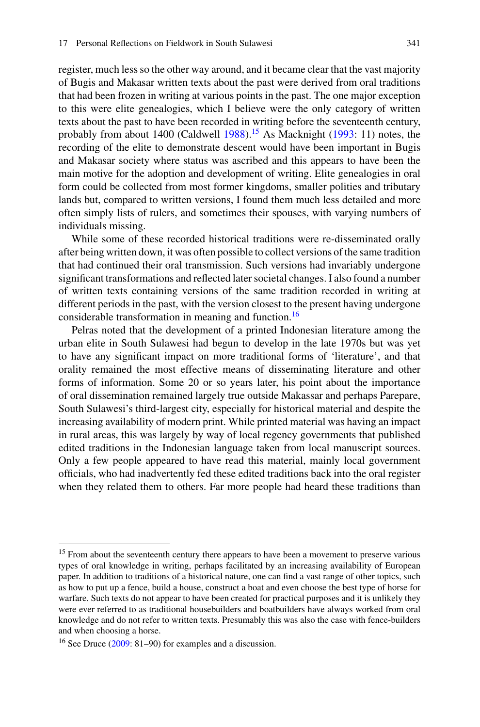register, much less so the other way around, and it became clear that the vast majority of Bugis and Makasar written texts about the past were derived from oral traditions that had been frozen in writing at various points in the past. The one major exception to this were elite genealogies, which I believe were the only category of written texts about the past to have been recorded in writing before the seventeenth century, probably from about 1400 (Caldwell 1988).[15] As Macknight (1993: 11) notes, the recording of the elite to demonstrate descent would have been important in Bugis and Makasar society where status was ascribed and this appears to have been the main motive for the adoption and development of writing. Elite genealogies in oral form could be collected from most former kingdoms, smaller polities and tributary lands but, compared to written versions, I found them much less detailed and more often simply lists of rulers, and sometimes their spouses, with varying numbers of individuals missing.

While some of these recorded historical traditions were re-disseminated orally after being written down, it was often possible to collect versions of the same tradition that had continued their oral transmission. Such versions had invariably undergone significant transformations and reflected later societal changes. I also found a number of written texts containing versions of the same tradition recorded in writing at different periods in the past, with the version closest to the present having undergone considerable transformation in meaning and function.[16]

Pelras noted that the development of a printed Indonesian literature among the urban elite in South Sulawesi had begun to develop in the late 1970s but was yet to have any significant impact on more traditional forms of 'literature', and that orality remained the most effective means of disseminating literature and other forms of information. Some 20 or so years later, his point about the importance of oral dissemination remained largely true outside Makassar and perhaps Parepare, South Sulawesi's third-largest city, especially for historical material and despite the increasing availability of modern print. While printed material was having an impact in rural areas, this was largely by way of local regency governments that published edited traditions in the Indonesian language taken from local manuscript sources. Only a few people appeared to have read this material, mainly local government officials, who had inadvertently fed these edited traditions back into the oral register when they related them to others. Far more people had heard these traditions than

[15] From about the seventeenth century there appears to have been a movement to preserve various types of oral knowledge in writing, perhaps facilitated by an increasing availability of European paper. In addition to traditions of a historical nature, one can find a vast range of other topics, such as how to put up a fence, build a house, construct a boat and even choose the best type of horse for warfare. Such texts do not appear to have been created for practical purposes and it is unlikely they were ever referred to as traditional housebuilders and boatbuilders have always worked from oral knowledge and do not refer to written texts. Presumably this was also the case with fence-builders and when choosing a horse.

[16] See Druce (2009: 81–90) for examples and a discussion.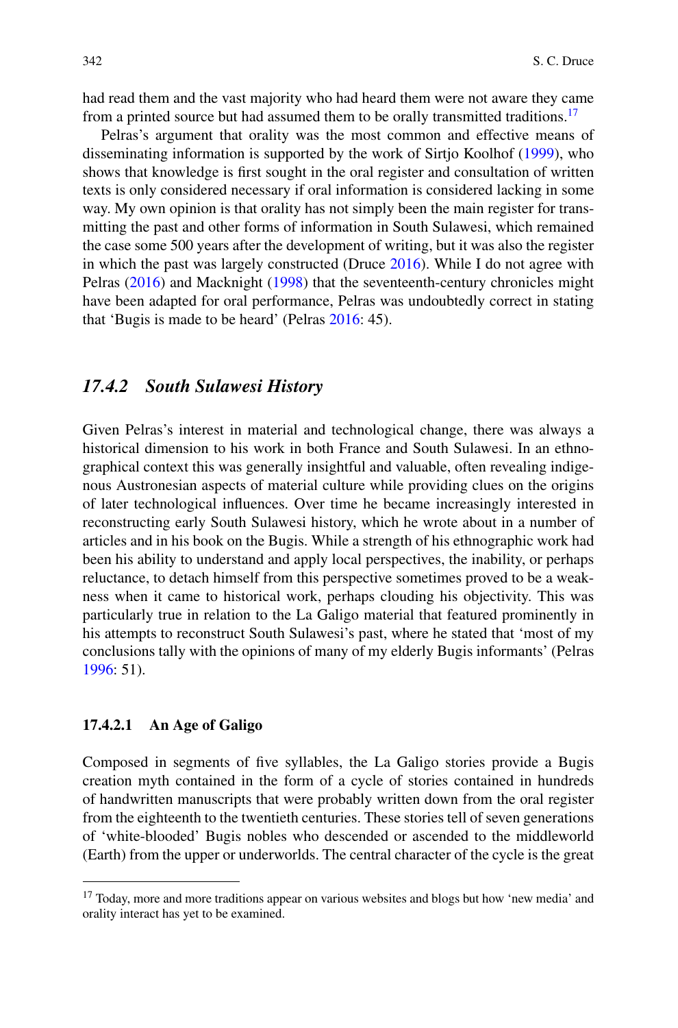had read them and the vast majority who had heard them were not aware they came from a printed source but had assumed them to be orally transmitted traditions.[17]

Pelras's argument that orality was the most common and effective means of disseminating information is supported by the work of Sirtjo Koolhof (1999), who shows that knowledge is first sought in the oral register and consultation of written texts is only considered necessary if oral information is considered lacking in some way. My own opinion is that orality has not simply been the main register for transmitting the past and other forms of information in South Sulawesi, which remained the case some 500 years after the development of writing, but it was also the register in which the past was largely constructed (Druce 2016). While I do not agree with Pelras (2016) and Macknight (1998) that the seventeenth-century chronicles might have been adapted for oral performance, Pelras was undoubtedly correct in stating that 'Bugis is made to be heard' (Pelras 2016: 45).

### *17.4.2 South Sulawesi History*

Given Pelras's interest in material and technological change, there was always a historical dimension to his work in both France and South Sulawesi. In an ethnographical context this was generally insightful and valuable, often revealing indigenous Austronesian aspects of material culture while providing clues on the origins of later technological influences. Over time he became increasingly interested in reconstructing early South Sulawesi history, which he wrote about in a number of articles and in his book on the Bugis. While a strength of his ethnographic work had been his ability to understand and apply local perspectives, the inability, or perhaps reluctance, to detach himself from this perspective sometimes proved to be a weakness when it came to historical work, perhaps clouding his objectivity. This was particularly true in relation to the La Galigo material that featured prominently in his attempts to reconstruct South Sulawesi's past, where he stated that 'most of my conclusions tally with the opinions of many of my elderly Bugis informants' (Pelras 1996: 51).

#### **17.4.2.1 An Age of Galigo**

Composed in segments of five syllables, the La Galigo stories provide a Bugis creation myth contained in the form of a cycle of stories contained in hundreds of handwritten manuscripts that were probably written down from the oral register from the eighteenth to the twentieth centuries. These stories tell of seven generations of 'white-blooded' Bugis nobles who descended or ascended to the middleworld (Earth) from the upper or underworlds. The central character of the cycle is the great

[17] Today, more and more traditions appear on various websites and blogs but how 'new media' and orality interact has yet to be examined.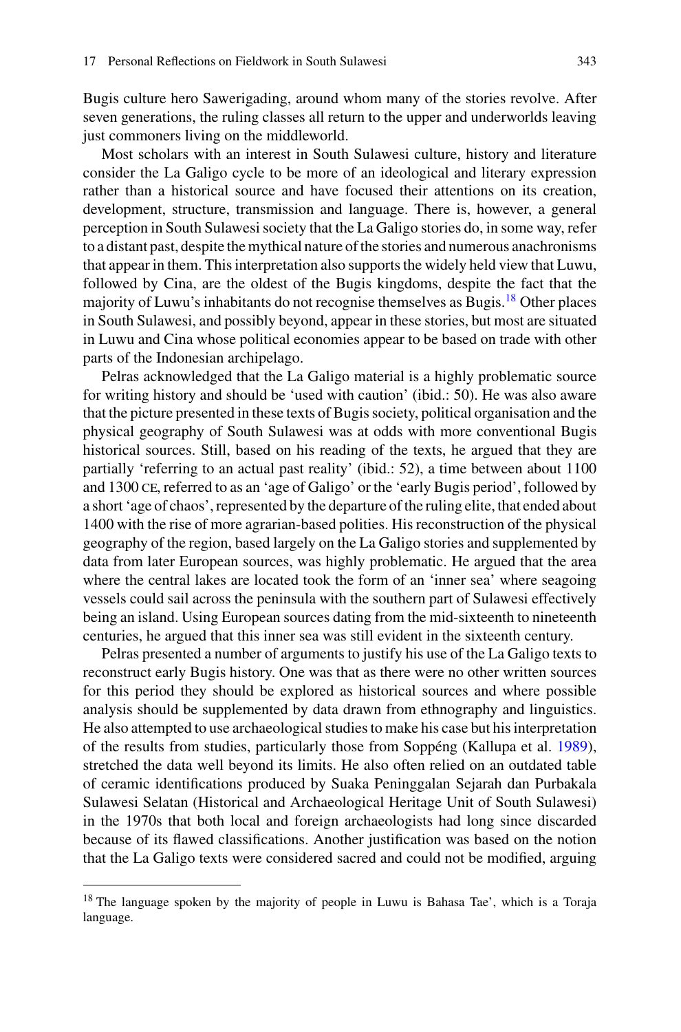Bugis culture hero Sawerigading, around whom many of the stories revolve. After seven generations, the ruling classes all return to the upper and underworlds leaving just commoners living on the middleworld.

Most scholars with an interest in South Sulawesi culture, history and literature consider the La Galigo cycle to be more of an ideological and literary expression rather than a historical source and have focused their attentions on its creation, development, structure, transmission and language. There is, however, a general perception in South Sulawesi society that the La Galigo stories do, in some way, refer to a distant past, despite the mythical nature of the stories and numerous anachronisms that appear in them. This interpretation also supports the widely held view that Luwu, followed by Cina, are the oldest of the Bugis kingdoms, despite the fact that the majority of Luwu's inhabitants do not recognise themselves as Bugis.[18] Other places in South Sulawesi, and possibly beyond, appear in these stories, but most are situated in Luwu and Cina whose political economies appear to be based on trade with other parts of the Indonesian archipelago.

Pelras acknowledged that the La Galigo material is a highly problematic source for writing history and should be 'used with caution' (ibid.: 50). He was also aware that the picture presented in these texts of Bugis society, political organisation and the physical geography of South Sulawesi was at odds with more conventional Bugis historical sources. Still, based on his reading of the texts, he argued that they are partially 'referring to an actual past reality' (ibid.: 52), a time between about 1100 and 1300 CE, referred to as an 'age of Galigo' or the 'early Bugis period', followed by a short 'age of chaos', represented by the departure of the ruling elite, that ended about 1400 with the rise of more agrarian-based polities. His reconstruction of the physical geography of the region, based largely on the La Galigo stories and supplemented by data from later European sources, was highly problematic. He argued that the area where the central lakes are located took the form of an 'inner sea' where seagoing vessels could sail across the peninsula with the southern part of Sulawesi effectively being an island. Using European sources dating from the mid-sixteenth to nineteenth centuries, he argued that this inner sea was still evident in the sixteenth century.

Pelras presented a number of arguments to justify his use of the La Galigo texts to reconstruct early Bugis history. One was that as there were no other written sources for this period they should be explored as historical sources and where possible analysis should be supplemented by data drawn from ethnography and linguistics. He also attempted to use archaeological studies to make his case but his interpretation of the results from studies, particularly those from Soppéng (Kallupa et al. 1989), stretched the data well beyond its limits. He also often relied on an outdated table of ceramic identifications produced by Suaka Peninggalan Sejarah dan Purbakala Sulawesi Selatan (Historical and Archaeological Heritage Unit of South Sulawesi) in the 1970s that both local and foreign archaeologists had long since discarded because of its flawed classifications. Another justification was based on the notion that the La Galigo texts were considered sacred and could not be modified, arguing

---

[18] The language spoken by the majority of people in Luwu is Bahasa Tae', which is a Toraja language.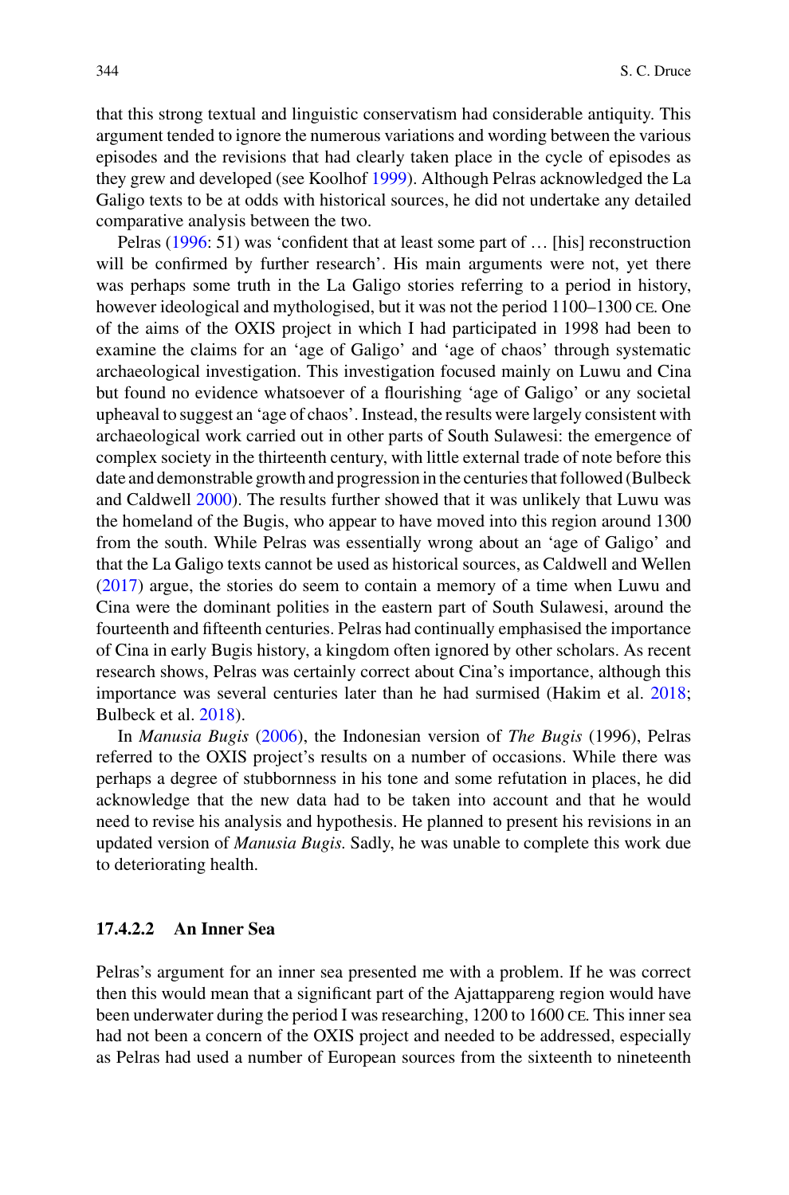that this strong textual and linguistic conservatism had considerable antiquity. This argument tended to ignore the numerous variations and wording between the various episodes and the revisions that had clearly taken place in the cycle of episodes as they grew and developed (see Koolhof 1999). Although Pelras acknowledged the La Galigo texts to be at odds with historical sources, he did not undertake any detailed comparative analysis between the two.

Pelras (1996: 51) was 'confident that at least some part of … [his] reconstruction will be confirmed by further research'. His main arguments were not, yet there was perhaps some truth in the La Galigo stories referring to a period in history, however ideological and mythologised, but it was not the period 1100–1300 CE. One of the aims of the OXIS project in which I had participated in 1998 had been to examine the claims for an 'age of Galigo' and 'age of chaos' through systematic archaeological investigation. This investigation focused mainly on Luwu and Cina but found no evidence whatsoever of a flourishing 'age of Galigo' or any societal upheaval to suggest an 'age of chaos'. Instead, the results were largely consistent with archaeological work carried out in other parts of South Sulawesi: the emergence of complex society in the thirteenth century, with little external trade of note before this date and demonstrable growth and progression in the centuries that followed (Bulbeck and Caldwell 2000). The results further showed that it was unlikely that Luwu was the homeland of the Bugis, who appear to have moved into this region around 1300 from the south. While Pelras was essentially wrong about an 'age of Galigo' and that the La Galigo texts cannot be used as historical sources, as Caldwell and Wellen (2017) argue, the stories do seem to contain a memory of a time when Luwu and Cina were the dominant polities in the eastern part of South Sulawesi, around the fourteenth and fifteenth centuries. Pelras had continually emphasised the importance of Cina in early Bugis history, a kingdom often ignored by other scholars. As recent research shows, Pelras was certainly correct about Cina's importance, although this importance was several centuries later than he had surmised (Hakim et al. 2018; Bulbeck et al. 2018).

In *Manusia Bugis* (2006), the Indonesian version of *The Bugis* (1996), Pelras referred to the OXIS project's results on a number of occasions. While there was perhaps a degree of stubbornness in his tone and some refutation in places, he did acknowledge that the new data had to be taken into account and that he would need to revise his analysis and hypothesis. He planned to present his revisions in an updated version of *Manusia Bugis*. Sadly, he was unable to complete this work due to deteriorating health.

#### 17.4.2.2 An Inner Sea

Pelras's argument for an inner sea presented me with a problem. If he was correct then this would mean that a significant part of the Ajattappareng region would have been underwater during the period I was researching, 1200 to 1600 CE. This inner sea had not been a concern of the OXIS project and needed to be addressed, especially as Pelras had used a number of European sources from the sixteenth to nineteenth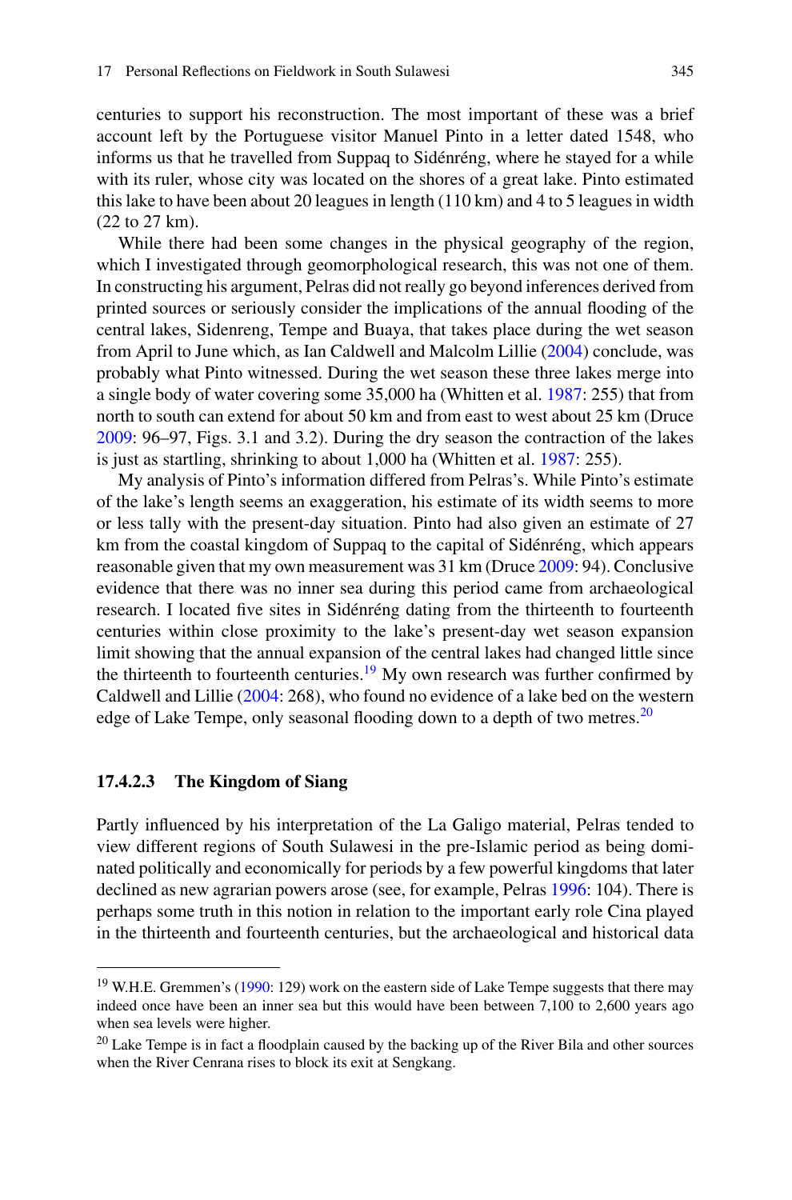centuries to support his reconstruction. The most important of these was a brief account left by the Portuguese visitor Manuel Pinto in a letter dated 1548, who informs us that he travelled from Suppaq to Sidénréng, where he stayed for a while with its ruler, whose city was located on the shores of a great lake. Pinto estimated this lake to have been about 20 leagues in length (110 km) and 4 to 5 leagues in width (22 to 27 km).

While there had been some changes in the physical geography of the region, which I investigated through geomorphological research, this was not one of them. In constructing his argument, Pelras did not really go beyond inferences derived from printed sources or seriously consider the implications of the annual flooding of the central lakes, Sidenreng, Tempe and Buaya, that takes place during the wet season from April to June which, as Ian Caldwell and Malcolm Lillie (2004) conclude, was probably what Pinto witnessed. During the wet season these three lakes merge into a single body of water covering some 35,000 ha (Whitten et al. 1987: 255) that from north to south can extend for about 50 km and from east to west about 25 km (Druce 2009: 96–97, Figs. 3.1 and 3.2). During the dry season the contraction of the lakes is just as startling, shrinking to about 1,000 ha (Whitten et al. 1987: 255).

My analysis of Pinto's information differed from Pelras's. While Pinto's estimate of the lake's length seems an exaggeration, his estimate of its width seems to more or less tally with the present-day situation. Pinto had also given an estimate of 27 km from the coastal kingdom of Suppaq to the capital of Sidénréng, which appears reasonable given that my own measurement was 31 km (Druce 2009: 94). Conclusive evidence that there was no inner sea during this period came from archaeological research. I located five sites in Sidénréng dating from the thirteenth to fourteenth centuries within close proximity to the lake's present-day wet season expansion limit showing that the annual expansion of the central lakes had changed little since the thirteenth to fourteenth centuries.[19] My own research was further confirmed by Caldwell and Lillie (2004: 268), who found no evidence of a lake bed on the western edge of Lake Tempe, only seasonal flooding down to a depth of two metres.[20]

#### 17.4.2.3 The Kingdom of Siang

Partly influenced by his interpretation of the La Galigo material, Pelras tended to view different regions of South Sulawesi in the pre-Islamic period as being dominated politically and economically for periods by a few powerful kingdoms that later declined as new agrarian powers arose (see, for example, Pelras 1996: 104). There is perhaps some truth in this notion in relation to the important early role Cina played in the thirteenth and fourteenth centuries, but the archaeological and historical data

---

[19] W.H.E. Gremmen's (1990: 129) work on the eastern side of Lake Tempe suggests that there may indeed once have been an inner sea but this would have been between 7,100 to 2,600 years ago when sea levels were higher.

[20] Lake Tempe is in fact a floodplain caused by the backing up of the River Bila and other sources when the River Cenrana rises to block its exit at Sengkang.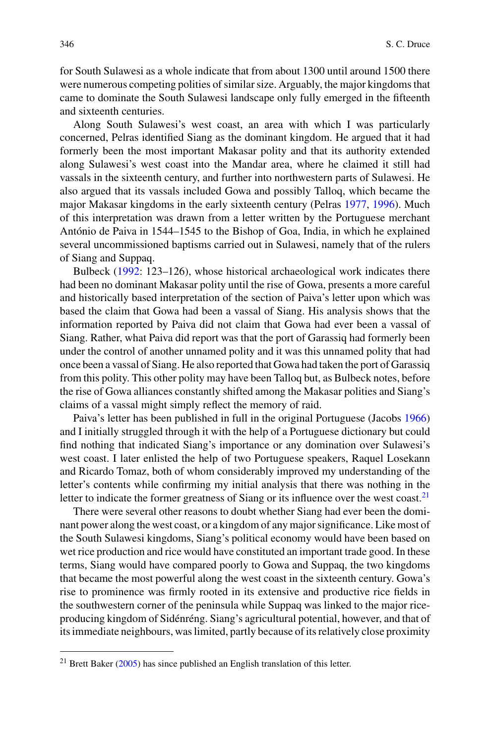for South Sulawesi as a whole indicate that from about 1300 until around 1500 there were numerous competing polities of similar size. Arguably, the major kingdoms that came to dominate the South Sulawesi landscape only fully emerged in the fifteenth and sixteenth centuries.

Along South Sulawesi's west coast, an area with which I was particularly concerned, Pelras identified Siang as the dominant kingdom. He argued that it had formerly been the most important Makasar polity and that its authority extended along Sulawesi's west coast into the Mandar area, where he claimed it still had vassals in the sixteenth century, and further into northwestern parts of Sulawesi. He also argued that its vassals included Gowa and possibly Talloq, which became the major Makasar kingdoms in the early sixteenth century (Pelras 1977, 1996). Much of this interpretation was drawn from a letter written by the Portuguese merchant António de Paiva in 1544–1545 to the Bishop of Goa, India, in which he explained several uncommissioned baptisms carried out in Sulawesi, namely that of the rulers of Siang and Suppaq.

Bulbeck (1992: 123–126), whose historical archaeological work indicates there had been no dominant Makasar polity until the rise of Gowa, presents a more careful and historically based interpretation of the section of Paiva's letter upon which was based the claim that Gowa had been a vassal of Siang. His analysis shows that the information reported by Paiva did not claim that Gowa had ever been a vassal of Siang. Rather, what Paiva did report was that the port of Garassiq had formerly been under the control of another unnamed polity and it was this unnamed polity that had once been a vassal of Siang. He also reported that Gowa had taken the port of Garassiq from this polity. This other polity may have been Talloq but, as Bulbeck notes, before the rise of Gowa alliances constantly shifted among the Makasar polities and Siang's claims of a vassal might simply reflect the memory of raid.

Paiva's letter has been published in full in the original Portuguese (Jacobs 1966) and I initially struggled through it with the help of a Portuguese dictionary but could find nothing that indicated Siang's importance or any domination over Sulawesi's west coast. I later enlisted the help of two Portuguese speakers, Raquel Losekann and Ricardo Tomaz, both of whom considerably improved my understanding of the letter's contents while confirming my initial analysis that there was nothing in the letter to indicate the former greatness of Siang or its influence over the west coast.[21]

There were several other reasons to doubt whether Siang had ever been the dominant power along the west coast, or a kingdom of any major significance. Like most of the South Sulawesi kingdoms, Siang's political economy would have been based on wet rice production and rice would have constituted an important trade good. In these terms, Siang would have compared poorly to Gowa and Suppaq, the two kingdoms that became the most powerful along the west coast in the sixteenth century. Gowa's rise to prominence was firmly rooted in its extensive and productive rice fields in the southwestern corner of the peninsula while Suppaq was linked to the major rice-producing kingdom of Sidénréng. Siang's agricultural potential, however, and that of its immediate neighbours, was limited, partly because of its relatively close proximity

[21] Brett Baker (2005) has since published an English translation of this letter.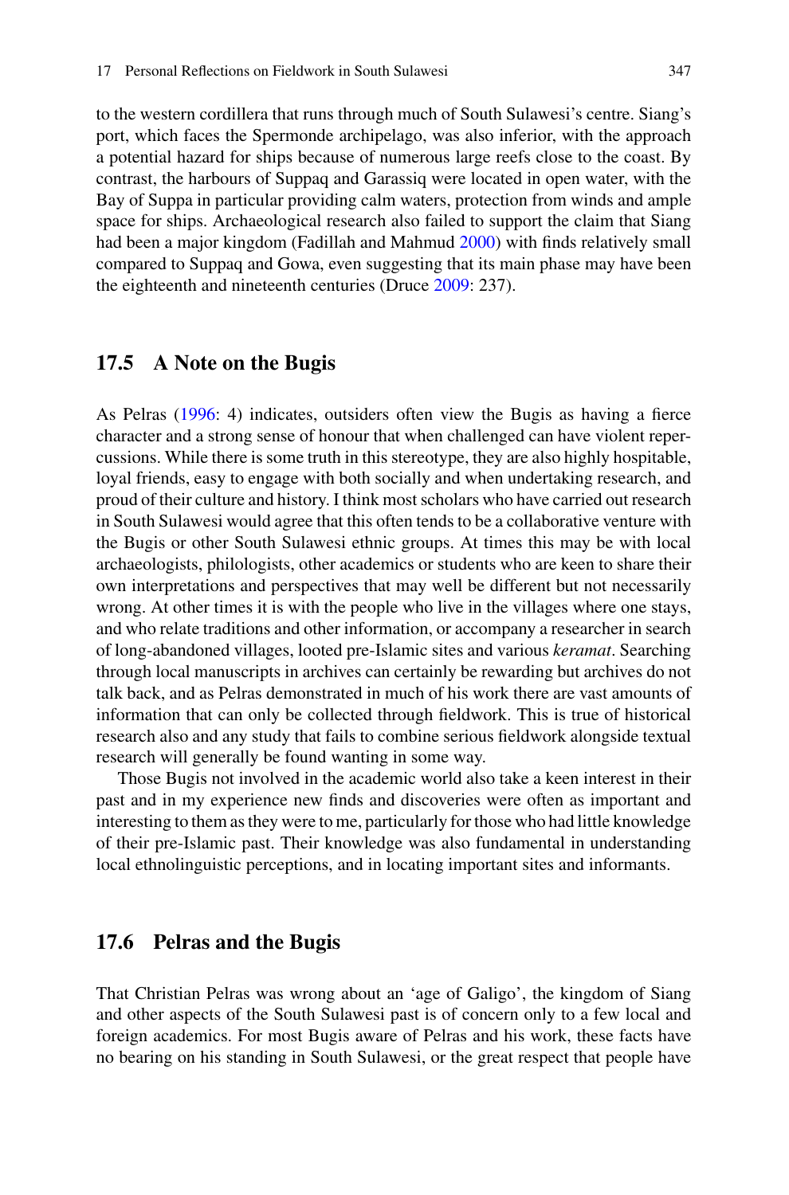to the western cordillera that runs through much of South Sulawesi's centre. Siang's port, which faces the Spermonde archipelago, was also inferior, with the approach a potential hazard for ships because of numerous large reefs close to the coast. By contrast, the harbours of Suppaq and Garassiq were located in open water, with the Bay of Suppa in particular providing calm waters, protection from winds and ample space for ships. Archaeological research also failed to support the claim that Siang had been a major kingdom (Fadillah and Mahmud 2000) with finds relatively small compared to Suppaq and Gowa, even suggesting that its main phase may have been the eighteenth and nineteenth centuries (Druce 2009: 237).

## 17.5 A Note on the Bugis

As Pelras (1996: 4) indicates, outsiders often view the Bugis as having a fierce character and a strong sense of honour that when challenged can have violent repercussions. While there is some truth in this stereotype, they are also highly hospitable, loyal friends, easy to engage with both socially and when undertaking research, and proud of their culture and history. I think most scholars who have carried out research in South Sulawesi would agree that this often tends to be a collaborative venture with the Bugis or other South Sulawesi ethnic groups. At times this may be with local archaeologists, philologists, other academics or students who are keen to share their own interpretations and perspectives that may well be different but not necessarily wrong. At other times it is with the people who live in the villages where one stays, and who relate traditions and other information, or accompany a researcher in search of long-abandoned villages, looted pre-Islamic sites and various *keramat*. Searching through local manuscripts in archives can certainly be rewarding but archives do not talk back, and as Pelras demonstrated in much of his work there are vast amounts of information that can only be collected through fieldwork. This is true of historical research also and any study that fails to combine serious fieldwork alongside textual research will generally be found wanting in some way.

Those Bugis not involved in the academic world also take a keen interest in their past and in my experience new finds and discoveries were often as important and interesting to them as they were to me, particularly for those who had little knowledge of their pre-Islamic past. Their knowledge was also fundamental in understanding local ethnolinguistic perceptions, and in locating important sites and informants.

## 17.6 Pelras and the Bugis

That Christian Pelras was wrong about an 'age of Galigo', the kingdom of Siang and other aspects of the South Sulawesi past is of concern only to a few local and foreign academics. For most Bugis aware of Pelras and his work, these facts have no bearing on his standing in South Sulawesi, or the great respect that people have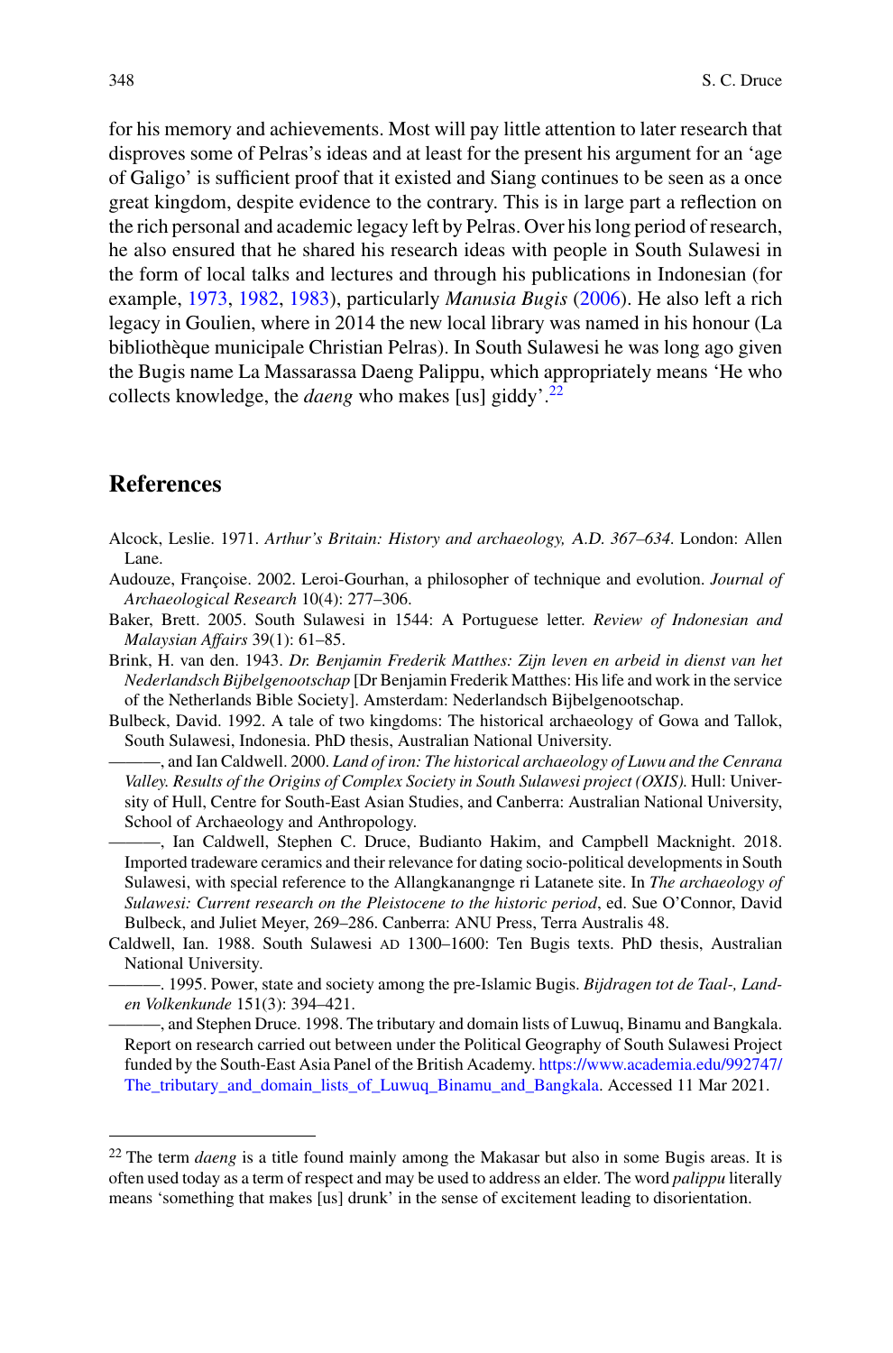for his memory and achievements. Most will pay little attention to later research that disproves some of Pelras's ideas and at least for the present his argument for an 'age of Galigo' is sufficient proof that it existed and Siang continues to be seen as a once great kingdom, despite evidence to the contrary. This is in large part a reflection on the rich personal and academic legacy left by Pelras. Over his long period of research, he also ensured that he shared his research ideas with people in South Sulawesi in the form of local talks and lectures and through his publications in Indonesian (for example, 1973, 1982, 1983), particularly *Manusia Bugis* (2006). He also left a rich legacy in Goulien, where in 2014 the new local library was named in his honour (La bibliothèque municipale Christian Pelras). In South Sulawesi he was long ago given the Bugis name La Massarassa Daeng Palippu, which appropriately means 'He who collects knowledge, the *daeng* who makes [us] giddy'.[22]

## References

Alcock, Leslie. 1971. *Arthur's Britain: History and archaeology, A.D. 367–634*. London: Allen Lane.

Audouze, Françoise. 2002. Leroi-Gourhan, a philosopher of technique and evolution. *Journal of Archaeological Research* 10(4): 277–306.

Baker, Brett. 2005. South Sulawesi in 1544: A Portuguese letter. *Review of Indonesian and Malaysian Affairs* 39(1): 61–85.

Brink, H. van den. 1943. *Dr. Benjamin Frederik Matthes: Zijn leven en arbeid in dienst van het Nederlandsch Bijbelgenootschap* [Dr Benjamin Frederik Matthes: His life and work in the service of the Netherlands Bible Society]. Amsterdam: Nederlandsch Bijbelgenootschap.

Bulbeck, David. 1992. A tale of two kingdoms: The historical archaeology of Gowa and Tallok, South Sulawesi, Indonesia. PhD thesis, Australian National University.

———, and Ian Caldwell. 2000. *Land of iron: The historical archaeology of Luwu and the Cenrana Valley. Results of the Origins of Complex Society in South Sulawesi project (OXIS)*. Hull: University of Hull, Centre for South-East Asian Studies, and Canberra: Australian National University, School of Archaeology and Anthropology.

———, Ian Caldwell, Stephen C. Druce, Budianto Hakim, and Campbell Macknight. 2018. Imported tradeware ceramics and their relevance for dating socio-political developments in South Sulawesi, with special reference to the Allangkanangnge ri Latanete site. In *The archaeology of Sulawesi: Current research on the Pleistocene to the historic period*, ed. Sue O'Connor, David Bulbeck, and Juliet Meyer, 269–286. Canberra: ANU Press, Terra Australis 48.

Caldwell, Ian. 1988. South Sulawesi AD 1300–1600: Ten Bugis texts. PhD thesis, Australian National University.

———. 1995. Power, state and society among the pre-Islamic Bugis. *Bijdragen tot de Taal-, Land- en Volkenkunde* 151(3): 394–421.

———, and Stephen Druce. 1998. The tributary and domain lists of Luwuq, Binamu and Bangkala. Report on research carried out between under the Political Geography of South Sulawesi Project funded by the South-East Asia Panel of the British Academy. https://www.academia.edu/992747/The_tributary_and_domain_lists_of_Luwuq_Binamu_and_Bangkala. Accessed 11 Mar 2021.

---

[22] The term *daeng* is a title found mainly among the Makasar but also in some Bugis areas. It is often used today as a term of respect and may be used to address an elder. The word *palippu* literally means 'something that makes [us] drunk' in the sense of excitement leading to disorientation.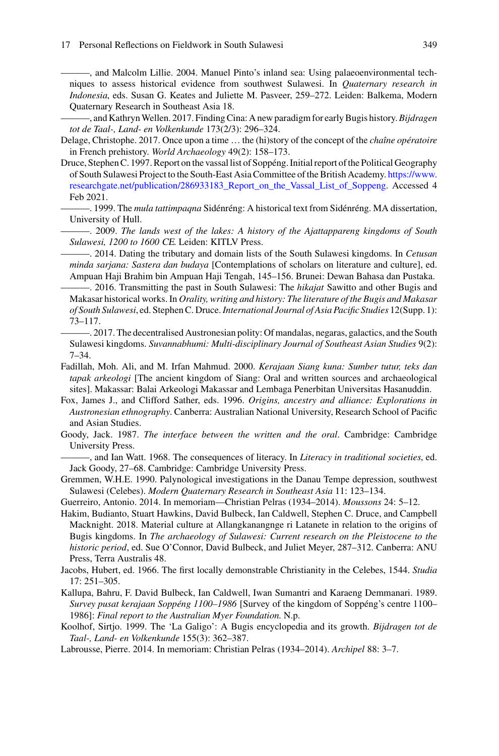———, and Malcolm Lillie. 2004. Manuel Pinto's inland sea: Using palaeoenvironmental techniques to assess historical evidence from southwest Sulawesi. In *Quaternary research in Indonesia*, eds. Susan G. Keates and Juliette M. Pasveer, 259–272. Leiden: Balkema, Modern Quaternary Research in Southeast Asia 18.

———, and Kathryn Wellen. 2017. Finding Cina: A new paradigm for early Bugis history. *Bijdragen tot de Taal-, Land- en Volkenkunde* 173(2/3): 296–324.

Delage, Christophe. 2017. Once upon a time … the (hi)story of the concept of the *chaîne opératoire* in French prehistory. *World Archaeology* 49(2): 158–173.

Druce, Stephen C. 1997. Report on the vassal list of Soppéng. Initial report of the Political Geography of South Sulawesi Project to the South-East Asia Committee of the British Academy. https://www.researchgate.net/publication/286933183_Report_on_the_Vassal_List_of_Soppeng. Accessed 4 Feb 2021.

———. 1999. The *mula tattimpaqna* Sidénréng: A historical text from Sidénréng. MA dissertation, University of Hull.

———. 2009. *The lands west of the lakes: A history of the Ajattappareng kingdoms of South Sulawesi, 1200 to 1600 CE.* Leiden: KITLV Press.

———. 2014. Dating the tributary and domain lists of the South Sulawesi kingdoms. In *Cetusan minda sarjana: Sastera dan budaya* [Contemplations of scholars on literature and culture], ed. Ampuan Haji Brahim bin Ampuan Haji Tengah, 145–156. Brunei: Dewan Bahasa dan Pustaka.

———. 2016. Transmitting the past in South Sulawesi: The *hikajat* Sawitto and other Bugis and Makasar historical works. In *Orality, writing and history: The literature of the Bugis and Makasar of South Sulawesi*, ed. Stephen C. Druce. *International Journal of Asia Pacific Studies* 12(Supp. 1): 73–117.

———. 2017. The decentralised Austronesian polity: Of mandalas, negaras, galactics, and the South Sulawesi kingdoms. *Suvannabhumi: Multi-disciplinary Journal of Southeast Asian Studies* 9(2): 7–34.

Fadillah, Moh. Ali, and M. Irfan Mahmud. 2000. *Kerajaan Siang kuna: Sumber tutur, teks dan tapak arkeologi* [The ancient kingdom of Siang: Oral and written sources and archaeological sites]. Makassar: Balai Arkeologi Makassar and Lembaga Penerbitan Universitas Hasanuddin.

Fox, James J., and Clifford Sather, eds. 1996. *Origins, ancestry and alliance: Explorations in Austronesian ethnography*. Canberra: Australian National University, Research School of Pacific and Asian Studies.

Goody, Jack. 1987. *The interface between the written and the oral*. Cambridge: Cambridge University Press.

———, and Ian Watt. 1968. The consequences of literacy. In *Literacy in traditional societies*, ed. Jack Goody, 27–68. Cambridge: Cambridge University Press.

Gremmen, W.H.E. 1990. Palynological investigations in the Danau Tempe depression, southwest Sulawesi (Celebes). *Modern Quaternary Research in Southeast Asia* 11: 123–134.

Guerreiro, Antonio. 2014. In memoriam—Christian Pelras (1934–2014). *Moussons* 24: 5–12.

Hakim, Budianto, Stuart Hawkins, David Bulbeck, Ian Caldwell, Stephen C. Druce, and Campbell Macknight. 2018. Material culture at Allangkanangnge ri Latanete in relation to the origins of Bugis kingdoms. In *The archaeology of Sulawesi: Current research on the Pleistocene to the historic period*, ed. Sue O'Connor, David Bulbeck, and Juliet Meyer, 287–312. Canberra: ANU Press, Terra Australis 48.

Jacobs, Hubert, ed. 1966. The first locally demonstrable Christianity in the Celebes, 1544. *Studia* 17: 251–305.

Kallupa, Bahru, F. David Bulbeck, Ian Caldwell, Iwan Sumantri and Karaeng Demmanari. 1989. *Survey pusat kerajaan Soppéng 1100–1986* [Survey of the kingdom of Soppéng's centre 1100–1986]: *Final report to the Australian Myer Foundation.* N.p.

Koolhof, Sirtjo. 1999. The 'La Galigo': A Bugis encyclopedia and its growth. *Bijdragen tot de Taal-, Land- en Volkenkunde* 155(3): 362–387.

Labrousse, Pierre. 2014. In memoriam: Christian Pelras (1934–2014). *Archipel* 88: 3–7.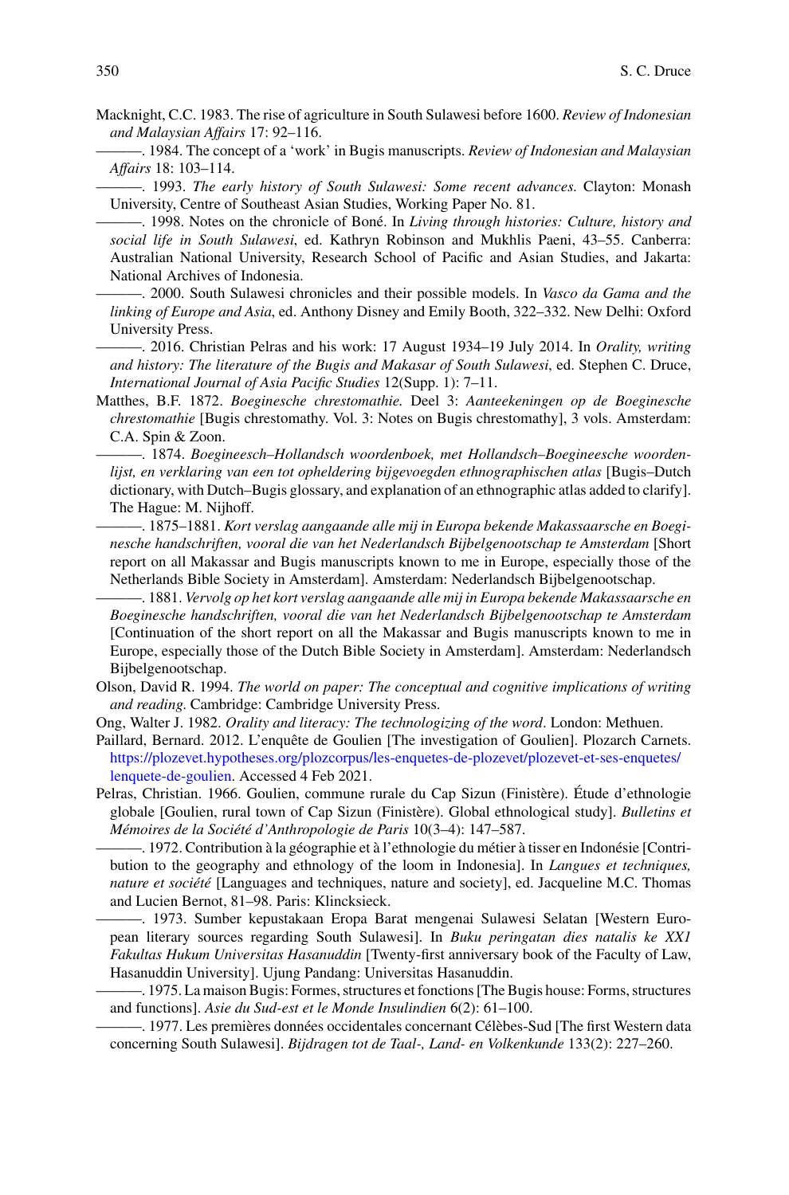Macknight, C.C. 1983. The rise of agriculture in South Sulawesi before 1600. *Review of Indonesian and Malaysian Affairs* 17: 92–116.

———. 1984. The concept of a 'work' in Bugis manuscripts. *Review of Indonesian and Malaysian Affairs* 18: 103–114.

———. 1993. *The early history of South Sulawesi: Some recent advances.* Clayton: Monash University, Centre of Southeast Asian Studies, Working Paper No. 81.

———. 1998. Notes on the chronicle of Boné. In *Living through histories: Culture, history and social life in South Sulawesi*, ed. Kathryn Robinson and Mukhlis Paeni, 43–55. Canberra: Australian National University, Research School of Pacific and Asian Studies, and Jakarta: National Archives of Indonesia.

———. 2000. South Sulawesi chronicles and their possible models. In *Vasco da Gama and the linking of Europe and Asia*, ed. Anthony Disney and Emily Booth, 322–332. New Delhi: Oxford University Press.

———. 2016. Christian Pelras and his work: 17 August 1934–19 July 2014. In *Orality, writing and history: The literature of the Bugis and Makasar of South Sulawesi*, ed. Stephen C. Druce, *International Journal of Asia Pacific Studies* 12(Supp. 1): 7–11.

Matthes, B.F. 1872. *Boeginesche chrestomathie.* Deel 3: *Aanteekeningen op de Boeginesche chrestomathie* [Bugis chrestomathy. Vol. 3: Notes on Bugis chrestomathy], 3 vols. Amsterdam: C.A. Spin & Zoon.

———. 1874. *Boegineesch–Hollandsch woordenboek, met Hollandsch–Boegineesche woordenlijst, en verklaring van een tot opheldering bijgevoegden ethnographischen atlas* [Bugis–Dutch dictionary, with Dutch–Bugis glossary, and explanation of an ethnographic atlas added to clarify]. The Hague: M. Nijhoff.

———. 1875–1881. *Kort verslag aangaande alle mij in Europa bekende Makassaarsche en Boeginesche handschriften, vooral die van het Nederlandsch Bijbelgenootschap te Amsterdam* [Short report on all Makassar and Bugis manuscripts known to me in Europe, especially those of the Netherlands Bible Society in Amsterdam]. Amsterdam: Nederlandsch Bijbelgenootschap.

———. 1881. *Vervolg op het kort verslag aangaande alle mij in Europa bekende Makassaarsche en Boeginesche handschriften, vooral die van het Nederlandsch Bijbelgenootschap te Amsterdam* [Continuation of the short report on all the Makassar and Bugis manuscripts known to me in Europe, especially those of the Dutch Bible Society in Amsterdam]. Amsterdam: Nederlandsch Bijbelgenootschap.

Olson, David R. 1994. *The world on paper: The conceptual and cognitive implications of writing and reading.* Cambridge: Cambridge University Press.

Ong, Walter J. 1982. *Orality and literacy: The technologizing of the word*. London: Methuen.

Paillard, Bernard. 2012. L'enquête de Goulien [The investigation of Goulien]. Plozarch Carnets. https://plozevet.hypotheses.org/plozcorpus/les-enquetes-de-plozevet/plozevet-et-ses-enquetes/lenquete-de-goulien. Accessed 4 Feb 2021.

Pelras, Christian. 1966. Goulien, commune rurale du Cap Sizun (Finistère). Étude d'ethnologie globale [Goulien, rural town of Cap Sizun (Finistère). Global ethnological study]. *Bulletins et Mémoires de la Société d'Anthropologie de Paris* 10(3–4): 147–587.

———. 1972. Contribution à la géographie et à l'ethnologie du métier à tisser en Indonésie [Contribution to the geography and ethnology of the loom in Indonesia]. In *Langues et techniques, nature et société* [Languages and techniques, nature and society], ed. Jacqueline M.C. Thomas and Lucien Bernot, 81–98. Paris: Klincksieck.

———. 1973. Sumber kepustakaan Eropa Barat mengenai Sulawesi Selatan [Western European literary sources regarding South Sulawesi]. In *Buku peringatan dies natalis ke XXI Fakultas Hukum Universitas Hasanuddin* [Twenty-first anniversary book of the Faculty of Law, Hasanuddin University]. Ujung Pandang: Universitas Hasanuddin.

———. 1975. La maison Bugis: Formes, structures et fonctions [The Bugis house: Forms, structures and functions]. *Asie du Sud-est et le Monde Insulindien* 6(2): 61–100.

———. 1977. Les premières données occidentales concernant Célèbes-Sud [The first Western data concerning South Sulawesi]. *Bijdragen tot de Taal-, Land- en Volkenkunde* 133(2): 227–260.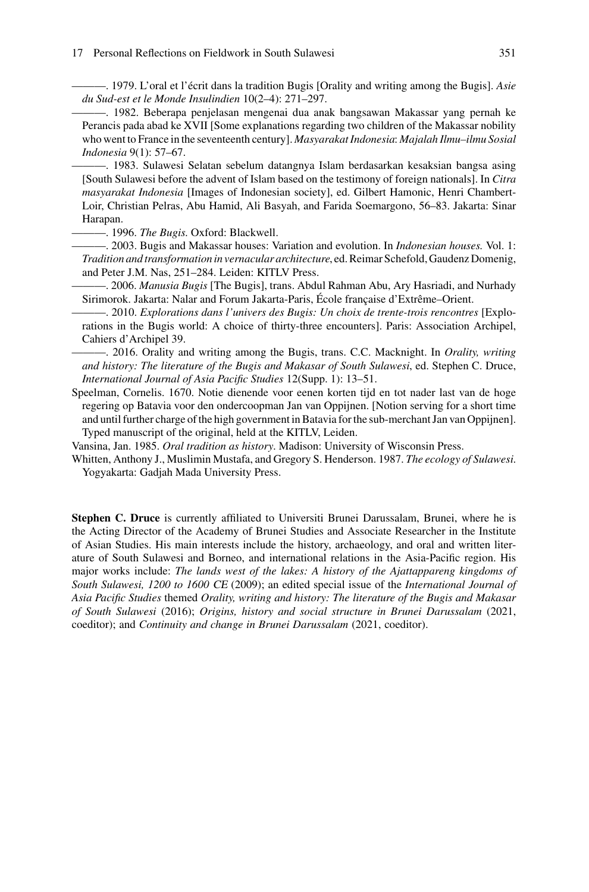———. 1979. L'oral et l'écrit dans la tradition Bugis [Orality and writing among the Bugis]. *Asie du Sud-est et le Monde Insulindien* 10(2–4): 271–297.

———. 1982. Beberapa penjelasan mengenai dua anak bangsawan Makassar yang pernah ke Perancis pada abad ke XVII [Some explanations regarding two children of the Makassar nobility who went to France in the seventeenth century]. *Masyarakat Indonesia*: *Majalah Ilmu–ilmu Sosial Indonesia* 9(1): 57–67.

———. 1983. Sulawesi Selatan sebelum datangnya Islam berdasarkan kesaksian bangsa asing [South Sulawesi before the advent of Islam based on the testimony of foreign nationals]. In *Citra masyarakat Indonesia* [Images of Indonesian society], ed. Gilbert Hamonic, Henri Chambert-Loir, Christian Pelras, Abu Hamid, Ali Basyah, and Farida Soemargono, 56–83. Jakarta: Sinar Harapan.

———. 1996. *The Bugis.* Oxford: Blackwell.

———. 2003. Bugis and Makassar houses: Variation and evolution. In *Indonesian houses.* Vol. 1: *Tradition and transformation in vernacular architecture*, ed. Reimar Schefold, Gaudenz Domenig, and Peter J.M. Nas, 251–284. Leiden: KITLV Press.

———. 2006. *Manusia Bugis* [The Bugis], trans. Abdul Rahman Abu, Ary Hasriadi, and Nurhady Sirimorok. Jakarta: Nalar and Forum Jakarta-Paris, École française d'Extrême–Orient.

———. 2010. *Explorations dans l'univers des Bugis: Un choix de trente-trois rencontres* [Explorations in the Bugis world: A choice of thirty-three encounters]. Paris: Association Archipel, Cahiers d'Archipel 39.

———. 2016. Orality and writing among the Bugis, trans. C.C. Macknight. In *Orality, writing and history: The literature of the Bugis and Makasar of South Sulawesi*, ed. Stephen C. Druce, *International Journal of Asia Pacific Studies* 12(Supp. 1): 13–51.

Speelman, Cornelis. 1670. Notie dienende voor eenen korten tijd en tot nader last van de hoge regering op Batavia voor den ondercoopman Jan van Oppijnen. [Notion serving for a short time and until further charge of the high government in Batavia for the sub-merchant Jan van Oppijnen]. Typed manuscript of the original, held at the KITLV, Leiden.

Vansina, Jan. 1985. *Oral tradition as history*. Madison: University of Wisconsin Press.

Whitten, Anthony J., Muslimin Mustafa, and Gregory S. Henderson. 1987. *The ecology of Sulawesi.* Yogyakarta: Gadjah Mada University Press.

**Stephen C. Druce** is currently affiliated to Universiti Brunei Darussalam, Brunei, where he is the Acting Director of the Academy of Brunei Studies and Associate Researcher in the Institute of Asian Studies. His main interests include the history, archaeology, and oral and written literature of South Sulawesi and Borneo, and international relations in the Asia-Pacific region. His major works include: *The lands west of the lakes: A history of the Ajattappareng kingdoms of South Sulawesi, 1200 to 1600 CE* (2009); an edited special issue of the *International Journal of Asia Pacific Studies* themed *Orality, writing and history: The literature of the Bugis and Makasar of South Sulawesi* (2016); *Origins, history and social structure in Brunei Darussalam* (2021, coeditor); and *Continuity and change in Brunei Darussalam* (2021, coeditor).